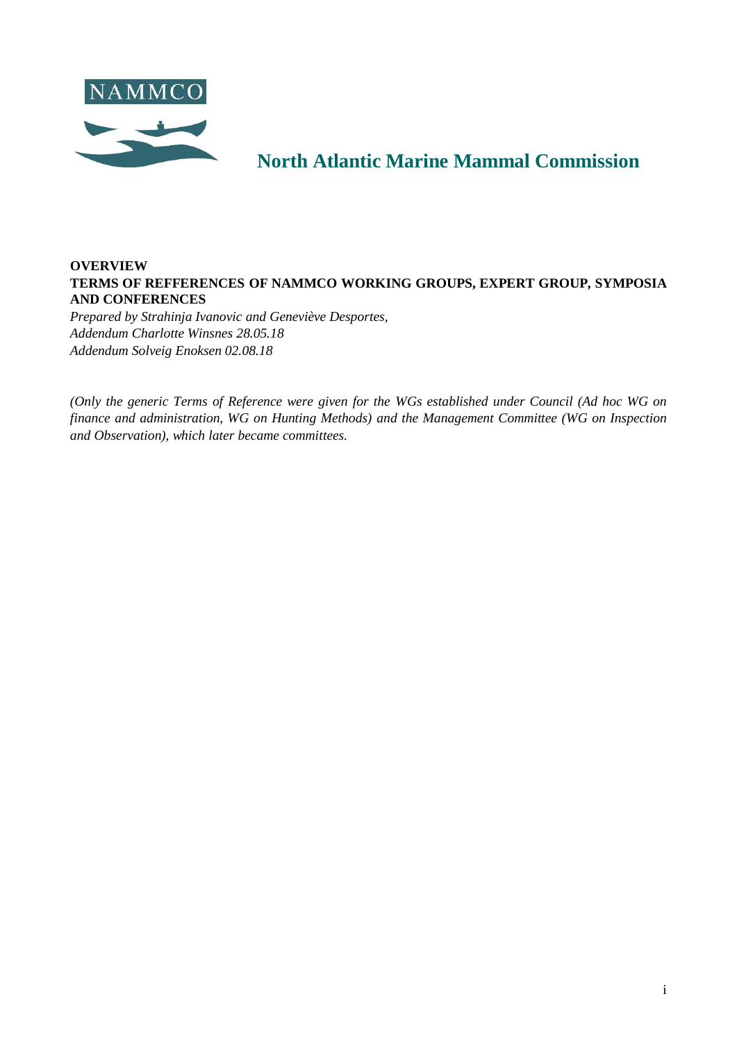NAMMCO

# North Atlantic Marine Mammal Commission

**OVERVIEW**
**TERMS OF REFFERENCES OF NAMMCO WORKING GROUPS, EXPERT GROUP, SYMPOSIA AND CONFERENCES**

*Prepared by Strahinja Ivanovic and Geneviève Desportes,*
*Addendum Charlotte Winsnes 28.05.18*
*Addendum Solveig Enoksen 02.08.18*

*(Only the generic Terms of Reference were given for the WGs established under Council (Ad hoc WG on finance and administration, WG on Hunting Methods) and the Management Committee (WG on Inspection and Observation), which later became committees.*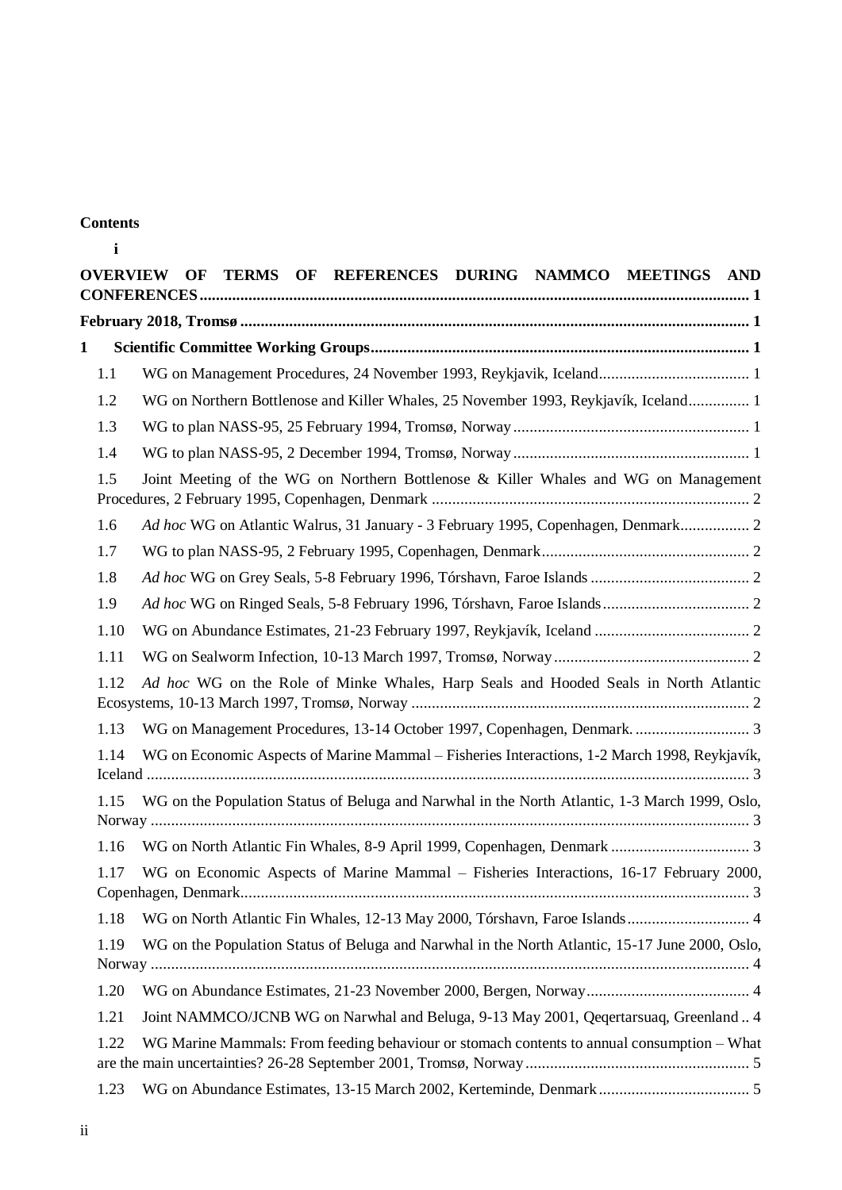**Contents**

**i**

**OVERVIEW OF TERMS OF REFERENCES DURING NAMMCO MEETINGS AND CONFERENCES** ..... 1

**February 2018, Tromsø** ..... 1

**1 Scientific Committee Working Groups** ..... 1

1.1 WG on Management Procedures, 24 November 1993, Reykjavik, Iceland ..... 1

1.2 WG on Northern Bottlenose and Killer Whales, 25 November 1993, Reykjavík, Iceland ..... 1

1.3 WG to plan NASS-95, 25 February 1994, Tromsø, Norway ..... 1

1.4 WG to plan NASS-95, 2 December 1994, Tromsø, Norway ..... 1

1.5 Joint Meeting of the WG on Northern Bottlenose & Killer Whales and WG on Management Procedures, 2 February 1995, Copenhagen, Denmark ..... 2

1.6 *Ad hoc* WG on Atlantic Walrus, 31 January - 3 February 1995, Copenhagen, Denmark ..... 2

1.7 WG to plan NASS-95, 2 February 1995, Copenhagen, Denmark ..... 2

1.8 *Ad hoc* WG on Grey Seals, 5-8 February 1996, Tórshavn, Faroe Islands ..... 2

1.9 *Ad hoc* WG on Ringed Seals, 5-8 February 1996, Tórshavn, Faroe Islands ..... 2

1.10 WG on Abundance Estimates, 21-23 February 1997, Reykjavík, Iceland ..... 2

1.11 WG on Sealworm Infection, 10-13 March 1997, Tromsø, Norway ..... 2

1.12 *Ad hoc* WG on the Role of Minke Whales, Harp Seals and Hooded Seals in North Atlantic Ecosystems, 10-13 March 1997, Tromsø, Norway ..... 2

1.13 WG on Management Procedures, 13-14 October 1997, Copenhagen, Denmark. ..... 3

1.14 WG on Economic Aspects of Marine Mammal – Fisheries Interactions, 1-2 March 1998, Reykjavík, Iceland ..... 3

1.15 WG on the Population Status of Beluga and Narwhal in the North Atlantic, 1-3 March 1999, Oslo, Norway ..... 3

1.16 WG on North Atlantic Fin Whales, 8-9 April 1999, Copenhagen, Denmark ..... 3

1.17 WG on Economic Aspects of Marine Mammal – Fisheries Interactions, 16-17 February 2000, Copenhagen, Denmark ..... 3

1.18 WG on North Atlantic Fin Whales, 12-13 May 2000, Tórshavn, Faroe Islands ..... 4

1.19 WG on the Population Status of Beluga and Narwhal in the North Atlantic, 15-17 June 2000, Oslo, Norway ..... 4

1.20 WG on Abundance Estimates, 21-23 November 2000, Bergen, Norway ..... 4

1.21 Joint NAMMCO/JCNB WG on Narwhal and Beluga, 9-13 May 2001, Qeqertarsuaq, Greenland .. 4

1.22 WG Marine Mammals: From feeding behaviour or stomach contents to annual consumption – What are the main uncertainties? 26-28 September 2001, Tromsø, Norway ..... 5

1.23 WG on Abundance Estimates, 13-15 March 2002, Kerteminde, Denmark ..... 5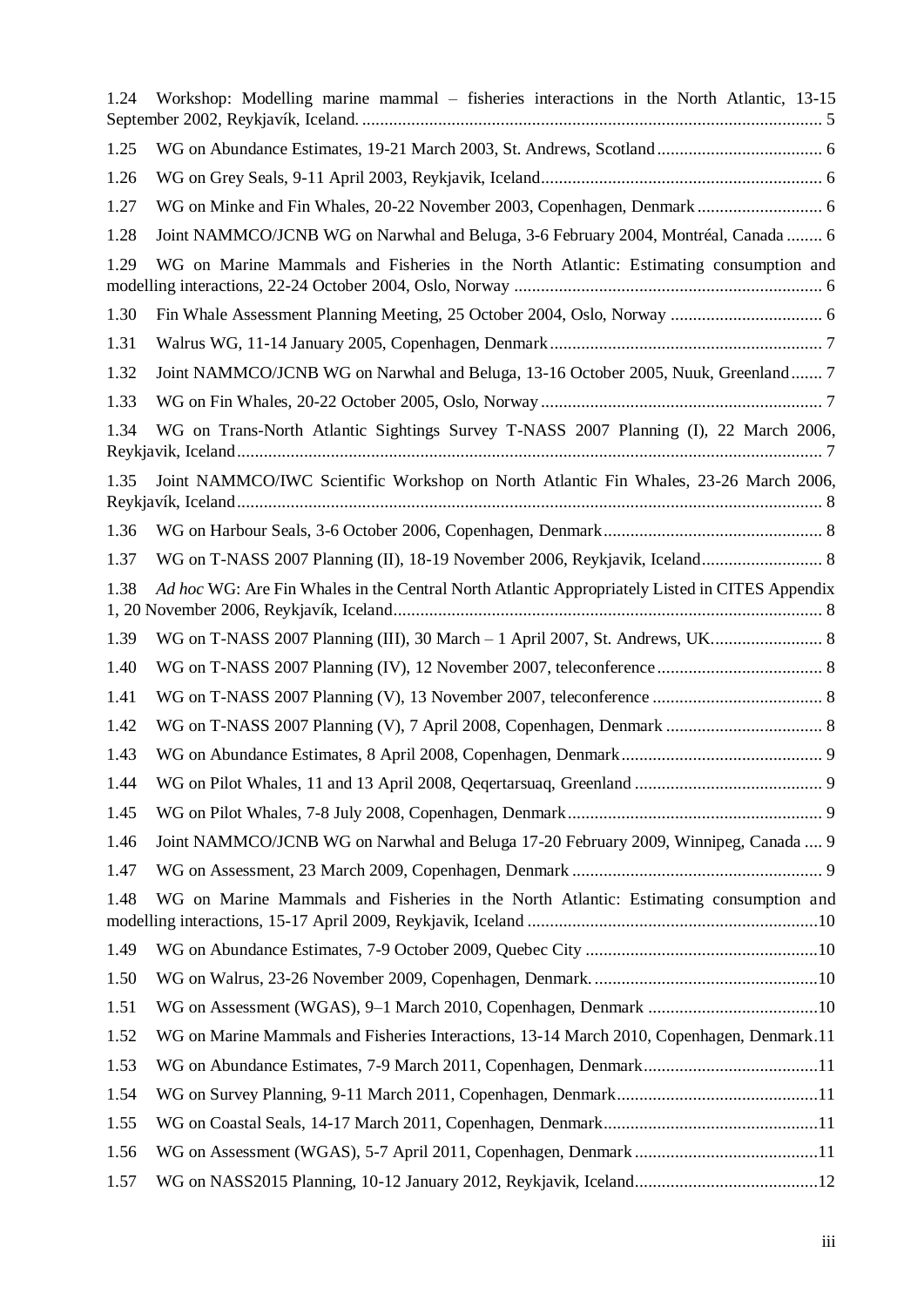1.24 Workshop: Modelling marine mammal – fisheries interactions in the North Atlantic, 13-15 September 2002, Reykjavík, Iceland. ........................................................................................................ 5

1.25 WG on Abundance Estimates, 19-21 March 2003, St. Andrews, Scotland ..................................... 6

1.26 WG on Grey Seals, 9-11 April 2003, Reykjavik, Iceland............................................................... 6

1.27 WG on Minke and Fin Whales, 20-22 November 2003, Copenhagen, Denmark ............................ 6

1.28 Joint NAMMCO/JCNB WG on Narwhal and Beluga, 3-6 February 2004, Montréal, Canada ........ 6

1.29 WG on Marine Mammals and Fisheries in the North Atlantic: Estimating consumption and modelling interactions, 22-24 October 2004, Oslo, Norway ..................................................................... 6

1.30 Fin Whale Assessment Planning Meeting, 25 October 2004, Oslo, Norway .................................. 6

1.31 Walrus WG, 11-14 January 2005, Copenhagen, Denmark ............................................................. 7

1.32 Joint NAMMCO/JCNB WG on Narwhal and Beluga, 13-16 October 2005, Nuuk, Greenland ....... 7

1.33 WG on Fin Whales, 20-22 October 2005, Oslo, Norway ............................................................... 7

1.34 WG on Trans-North Atlantic Sightings Survey T-NASS 2007 Planning (I), 22 March 2006, Reykjavik, Iceland ..................................................................................................................................... 7

1.35 Joint NAMMCO/IWC Scientific Workshop on North Atlantic Fin Whales, 23-26 March 2006, Reykjavík, Iceland ..................................................................................................................................... 8

1.36 WG on Harbour Seals, 3-6 October 2006, Copenhagen, Denmark ................................................. 8

1.37 WG on T-NASS 2007 Planning (II), 18-19 November 2006, Reykjavik, Iceland ........................... 8

1.38 *Ad hoc* WG: Are Fin Whales in the Central North Atlantic Appropriately Listed in CITES Appendix 1, 20 November 2006, Reykjavík, Iceland ................................................................................................ 8

1.39 WG on T-NASS 2007 Planning (III), 30 March – 1 April 2007, St. Andrews, UK ......................... 8

1.40 WG on T-NASS 2007 Planning (IV), 12 November 2007, teleconference ..................................... 8

1.41 WG on T-NASS 2007 Planning (V), 13 November 2007, teleconference ...................................... 8

1.42 WG on T-NASS 2007 Planning (V), 7 April 2008, Copenhagen, Denmark ................................... 8

1.43 WG on Abundance Estimates, 8 April 2008, Copenhagen, Denmark ............................................. 9

1.44 WG on Pilot Whales, 11 and 13 April 2008, Qeqertarsuaq, Greenland .......................................... 9

1.45 WG on Pilot Whales, 7-8 July 2008, Copenhagen, Denmark ......................................................... 9

1.46 Joint NAMMCO/JCNB WG on Narwhal and Beluga 17-20 February 2009, Winnipeg, Canada .... 9

1.47 WG on Assessment, 23 March 2009, Copenhagen, Denmark ........................................................ 9

1.48 WG on Marine Mammals and Fisheries in the North Atlantic: Estimating consumption and modelling interactions, 15-17 April 2009, Reykjavik, Iceland ................................................................. 10

1.49 WG on Abundance Estimates, 7-9 October 2009, Quebec City .................................................... 10

1.50 WG on Walrus, 23-26 November 2009, Copenhagen, Denmark. .................................................. 10

1.51 WG on Assessment (WGAS), 9–1 March 2010, Copenhagen, Denmark ...................................... 10

1.52 WG on Marine Mammals and Fisheries Interactions, 13-14 March 2010, Copenhagen, Denmark. 11

1.53 WG on Abundance Estimates, 7-9 March 2011, Copenhagen, Denmark ....................................... 11

1.54 WG on Survey Planning, 9-11 March 2011, Copenhagen, Denmark ............................................. 11

1.55 WG on Coastal Seals, 14-17 March 2011, Copenhagen, Denmark ................................................ 11

1.56 WG on Assessment (WGAS), 5-7 April 2011, Copenhagen, Denmark ......................................... 11

1.57 WG on NASS2015 Planning, 10-12 January 2012, Reykjavik, Iceland ......................................... 12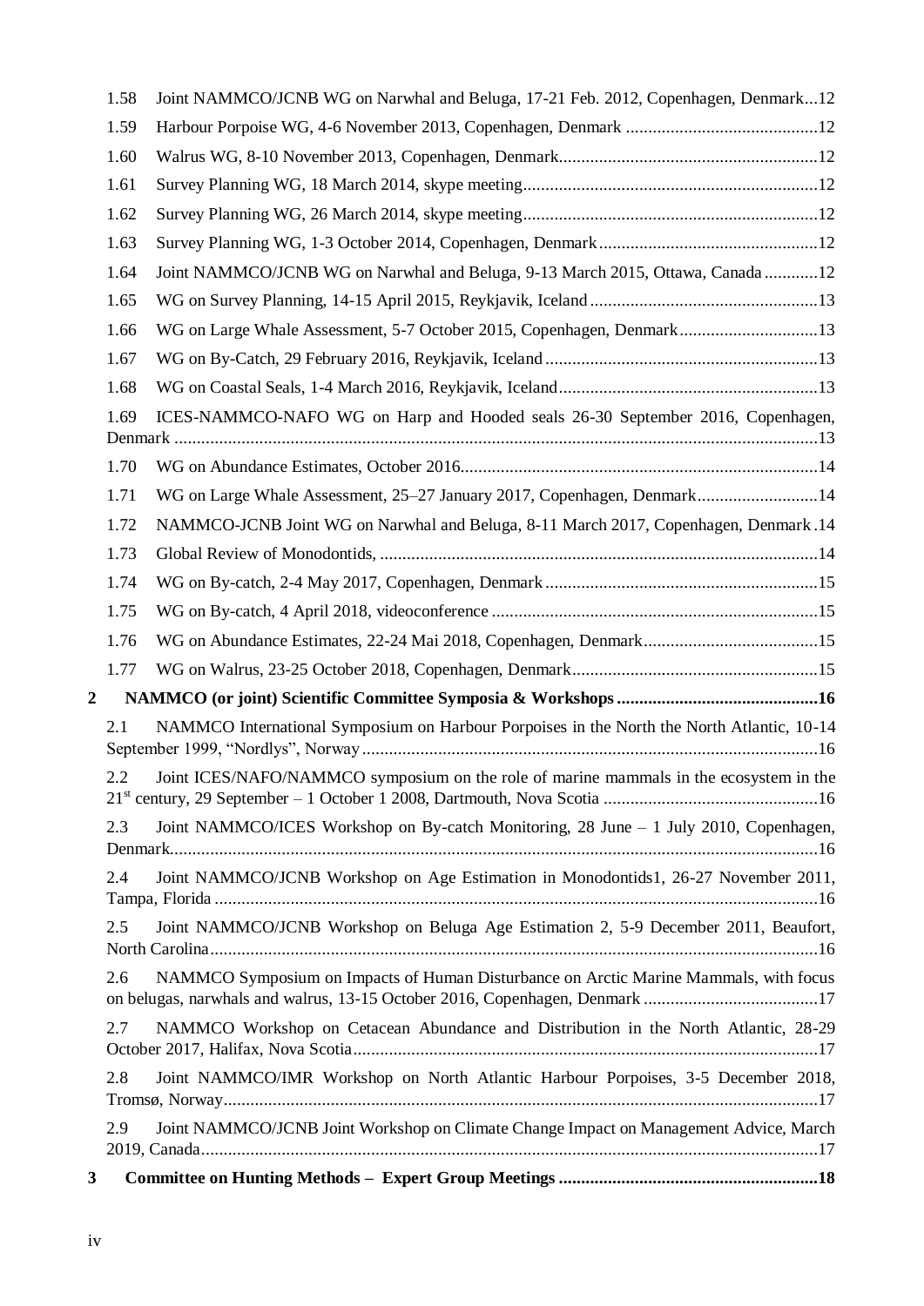1.58 Joint NAMMCO/JCNB WG on Narwhal and Beluga, 17-21 Feb. 2012, Copenhagen, Denmark...12

1.59 Harbour Porpoise WG, 4-6 November 2013, Copenhagen, Denmark ...12

1.60 Walrus WG, 8-10 November 2013, Copenhagen, Denmark...12

1.61 Survey Planning WG, 18 March 2014, skype meeting...12

1.62 Survey Planning WG, 26 March 2014, skype meeting...12

1.63 Survey Planning WG, 1-3 October 2014, Copenhagen, Denmark...12

1.64 Joint NAMMCO/JCNB WG on Narwhal and Beluga, 9-13 March 2015, Ottawa, Canada...12

1.65 WG on Survey Planning, 14-15 April 2015, Reykjavik, Iceland...13

1.66 WG on Large Whale Assessment, 5-7 October 2015, Copenhagen, Denmark...13

1.67 WG on By-Catch, 29 February 2016, Reykjavik, Iceland...13

1.68 WG on Coastal Seals, 1-4 March 2016, Reykjavik, Iceland...13

1.69 ICES-NAMMCO-NAFO WG on Harp and Hooded seals 26-30 September 2016, Copenhagen, Denmark...13

1.70 WG on Abundance Estimates, October 2016...14

1.71 WG on Large Whale Assessment, 25–27 January 2017, Copenhagen, Denmark...14

1.72 NAMMCO-JCNB Joint WG on Narwhal and Beluga, 8-11 March 2017, Copenhagen, Denmark.14

1.73 Global Review of Monodontids, ...14

1.74 WG on By-catch, 2-4 May 2017, Copenhagen, Denmark...15

1.75 WG on By-catch, 4 April 2018, videoconference...15

1.76 WG on Abundance Estimates, 22-24 Mai 2018, Copenhagen, Denmark...15

1.77 WG on Walrus, 23-25 October 2018, Copenhagen, Denmark...15

**2 NAMMCO (or joint) Scientific Committee Symposia & Workshops...16**

2.1 NAMMCO International Symposium on Harbour Porpoises in the North the North Atlantic, 10-14 September 1999, "Nordlys", Norway...16

2.2 Joint ICES/NAFO/NAMMCO symposium on the role of marine mammals in the ecosystem in the 21st century, 29 September – 1 October 1 2008, Dartmouth, Nova Scotia...16

2.3 Joint NAMMCO/ICES Workshop on By-catch Monitoring, 28 June – 1 July 2010, Copenhagen, Denmark...16

2.4 Joint NAMMCO/JCNB Workshop on Age Estimation in Monodontids1, 26-27 November 2011, Tampa, Florida...16

2.5 Joint NAMMCO/JCNB Workshop on Beluga Age Estimation 2, 5-9 December 2011, Beaufort, North Carolina...16

2.6 NAMMCO Symposium on Impacts of Human Disturbance on Arctic Marine Mammals, with focus on belugas, narwhals and walrus, 13-15 October 2016, Copenhagen, Denmark...17

2.7 NAMMCO Workshop on Cetacean Abundance and Distribution in the North Atlantic, 28-29 October 2017, Halifax, Nova Scotia...17

2.8 Joint NAMMCO/IMR Workshop on North Atlantic Harbour Porpoises, 3-5 December 2018, Tromsø, Norway...17

2.9 Joint NAMMCO/JCNB Joint Workshop on Climate Change Impact on Management Advice, March 2019, Canada...17

**3 Committee on Hunting Methods – Expert Group Meetings...18**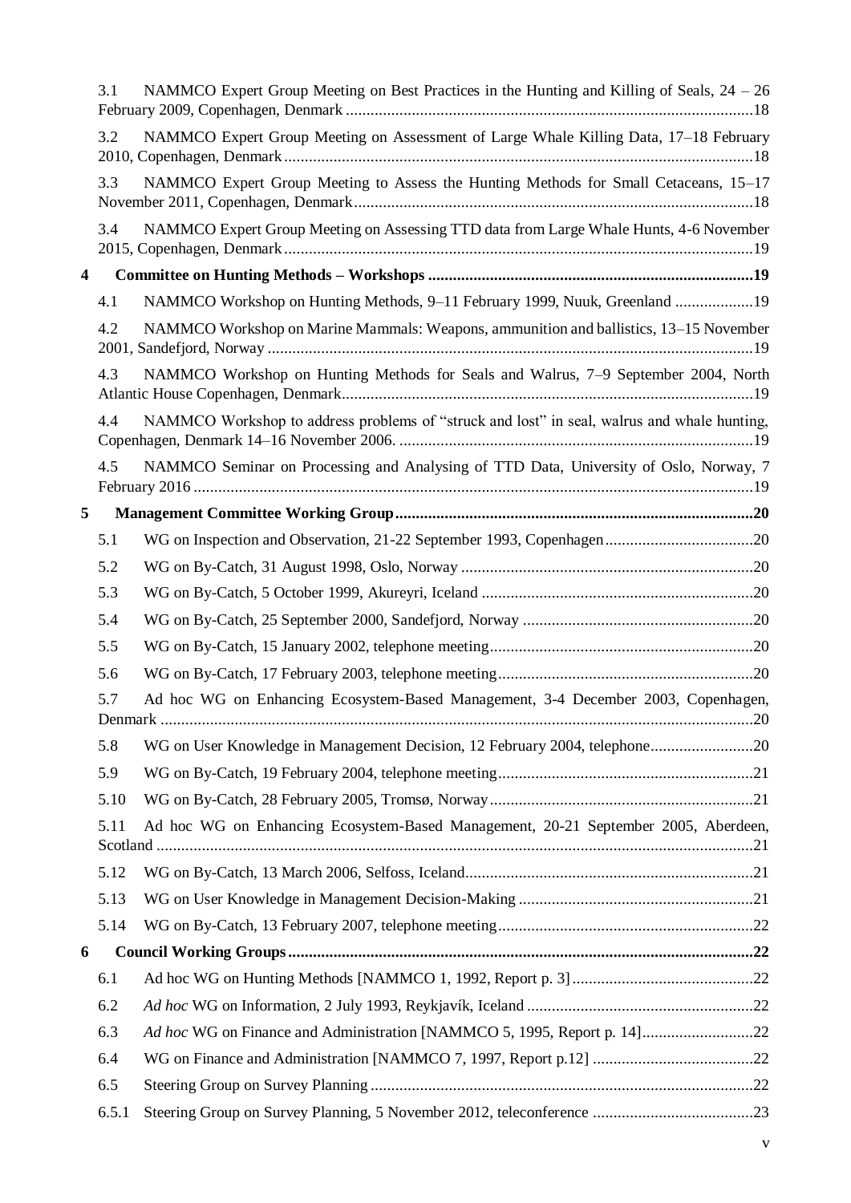3.1 NAMMCO Expert Group Meeting on Best Practices in the Hunting and Killing of Seals, 24 – 26 February 2009, Copenhagen, Denmark ..... 18

3.2 NAMMCO Expert Group Meeting on Assessment of Large Whale Killing Data, 17–18 February 2010, Copenhagen, Denmark ..... 18

3.3 NAMMCO Expert Group Meeting to Assess the Hunting Methods for Small Cetaceans, 15–17 November 2011, Copenhagen, Denmark ..... 18

3.4 NAMMCO Expert Group Meeting on Assessing TTD data from Large Whale Hunts, 4-6 November 2015, Copenhagen, Denmark ..... 19

**4 Committee on Hunting Methods – Workshops ..... 19**

4.1 NAMMCO Workshop on Hunting Methods, 9–11 February 1999, Nuuk, Greenland ..... 19

4.2 NAMMCO Workshop on Marine Mammals: Weapons, ammunition and ballistics, 13–15 November 2001, Sandefjord, Norway ..... 19

4.3 NAMMCO Workshop on Hunting Methods for Seals and Walrus, 7–9 September 2004, North Atlantic House Copenhagen, Denmark ..... 19

4.4 NAMMCO Workshop to address problems of "struck and lost" in seal, walrus and whale hunting, Copenhagen, Denmark 14–16 November 2006. ..... 19

4.5 NAMMCO Seminar on Processing and Analysing of TTD Data, University of Oslo, Norway, 7 February 2016 ..... 19

**5 Management Committee Working Group ..... 20**

5.1 WG on Inspection and Observation, 21-22 September 1993, Copenhagen ..... 20

5.2 WG on By-Catch, 31 August 1998, Oslo, Norway ..... 20

5.3 WG on By-Catch, 5 October 1999, Akureyri, Iceland ..... 20

5.4 WG on By-Catch, 25 September 2000, Sandefjord, Norway ..... 20

5.5 WG on By-Catch, 15 January 2002, telephone meeting ..... 20

5.6 WG on By-Catch, 17 February 2003, telephone meeting ..... 20

5.7 Ad hoc WG on Enhancing Ecosystem-Based Management, 3-4 December 2003, Copenhagen, Denmark ..... 20

5.8 WG on User Knowledge in Management Decision, 12 February 2004, telephone ..... 20

5.9 WG on By-Catch, 19 February 2004, telephone meeting ..... 21

5.10 WG on By-Catch, 28 February 2005, Tromsø, Norway ..... 21

5.11 Ad hoc WG on Enhancing Ecosystem-Based Management, 20-21 September 2005, Aberdeen, Scotland ..... 21

5.12 WG on By-Catch, 13 March 2006, Selfoss, Iceland ..... 21

5.13 WG on User Knowledge in Management Decision-Making ..... 21

5.14 WG on By-Catch, 13 February 2007, telephone meeting ..... 22

**6 Council Working Groups ..... 22**

6.1 Ad hoc WG on Hunting Methods [NAMMCO 1, 1992, Report p. 3] ..... 22

6.2 *Ad hoc* WG on Information, 2 July 1993, Reykjavík, Iceland ..... 22

6.3 *Ad hoc* WG on Finance and Administration [NAMMCO 5, 1995, Report p. 14] ..... 22

6.4 WG on Finance and Administration [NAMMCO 7, 1997, Report p.12] ..... 22

6.5 Steering Group on Survey Planning ..... 22

6.5.1 Steering Group on Survey Planning, 5 November 2012, teleconference ..... 23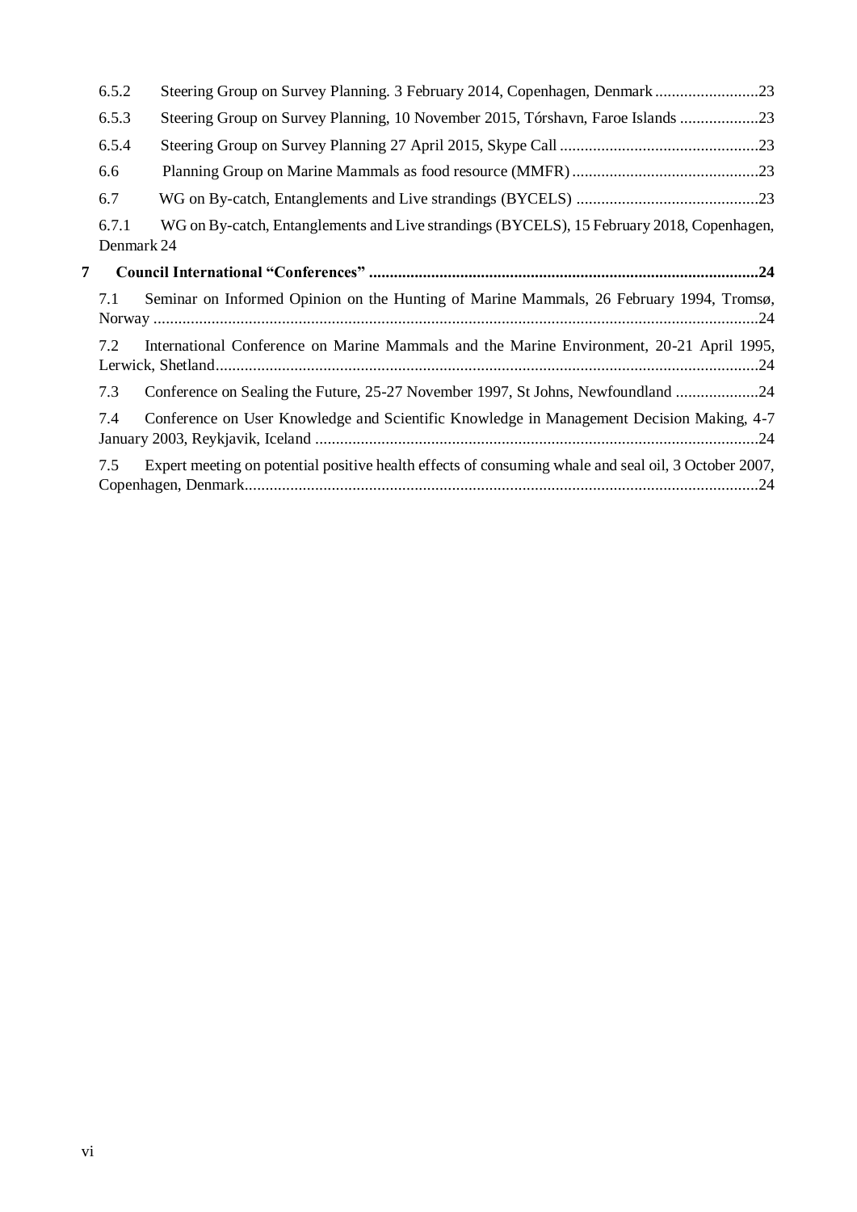6.5.2 Steering Group on Survey Planning. 3 February 2014, Copenhagen, Denmark .........................23

6.5.3 Steering Group on Survey Planning, 10 November 2015, Tórshavn, Faroe Islands ...................23

6.5.4 Steering Group on Survey Planning 27 April 2015, Skype Call ................................................23

6.6 Planning Group on Marine Mammals as food resource (MMFR) .............................................23

6.7 WG on By-catch, Entanglements and Live strandings (BYCELS) ............................................23

6.7.1 WG on By-catch, Entanglements and Live strandings (BYCELS), 15 February 2018, Copenhagen, Denmark 24

**7 Council International "Conferences" .............................................................................................24**

7.1 Seminar on Informed Opinion on the Hunting of Marine Mammals, 26 February 1994, Tromsø, Norway .................................................................................................................................24

7.2 International Conference on Marine Mammals and the Marine Environment, 20-21 April 1995, Lerwick, Shetland...................................................................................................................24

7.3 Conference on Sealing the Future, 25-27 November 1997, St Johns, Newfoundland ....................24

7.4 Conference on User Knowledge and Scientific Knowledge in Management Decision Making, 4-7 January 2003, Reykjavik, Iceland ...........................................................................................24

7.5 Expert meeting on potential positive health effects of consuming whale and seal oil, 3 October 2007, Copenhagen, Denmark............................................................................................................24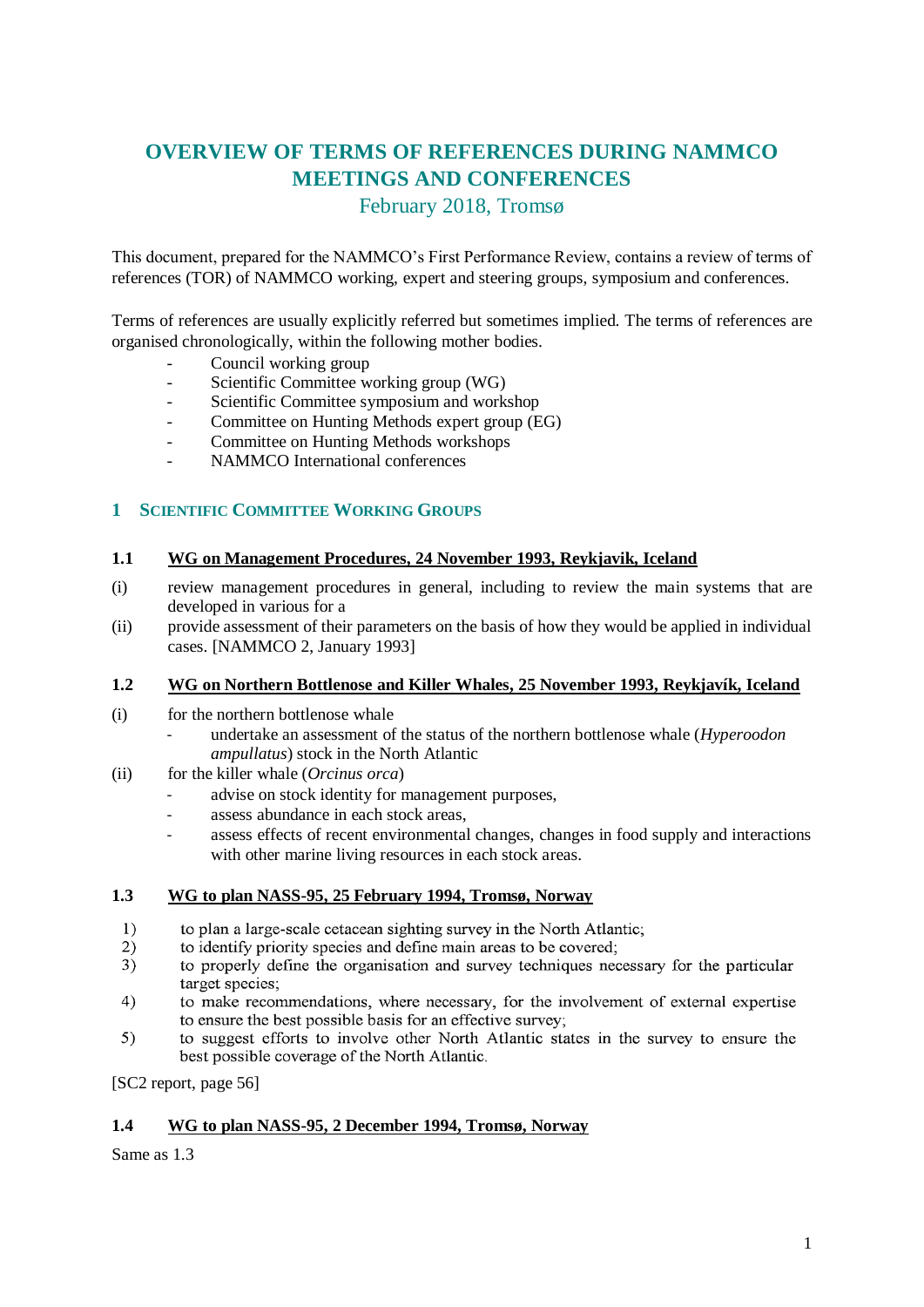# OVERVIEW OF TERMS OF REFERENCES DURING NAMMCO MEETINGS AND CONFERENCES

February 2018, Tromsø

This document, prepared for the NAMMCO's First Performance Review, contains a review of terms of references (TOR) of NAMMCO working, expert and steering groups, symposium and conferences.

Terms of references are usually explicitly referred but sometimes implied. The terms of references are organised chronologically, within the following mother bodies.

- Council working group
- Scientific Committee working group (WG)
- Scientific Committee symposium and workshop
- Committee on Hunting Methods expert group (EG)
- Committee on Hunting Methods workshops
- NAMMCO International conferences

## 1 SCIENTIFIC COMMITTEE WORKING GROUPS

### 1.1 WG on Management Procedures, 24 November 1993, Reykjavik, Iceland

(i) review management procedures in general, including to review the main systems that are developed in various for a

(ii) provide assessment of their parameters on the basis of how they would be applied in individual cases. [NAMMCO 2, January 1993]

### 1.2 WG on Northern Bottlenose and Killer Whales, 25 November 1993, Reykjavík, Iceland

(i) for the northern bottlenose whale
  - undertake an assessment of the status of the northern bottlenose whale (*Hyperoodon ampullatus*) stock in the North Atlantic

(ii) for the killer whale (*Orcinus orca*)
  - advise on stock identity for management purposes,
  - assess abundance in each stock areas,
  - assess effects of recent environmental changes, changes in food supply and interactions with other marine living resources in each stock areas.

### 1.3 WG to plan NASS-95, 25 February 1994, Tromsø, Norway

1) to plan a large-scale cetacean sighting survey in the North Atlantic;
2) to identify priority species and define main areas to be covered;
3) to properly define the organisation and survey techniques necessary for the particular target species;
4) to make recommendations, where necessary, for the involvement of external expertise to ensure the best possible basis for an effective survey;
5) to suggest efforts to involve other North Atlantic states in the survey to ensure the best possible coverage of the North Atlantic.

[SC2 report, page 56]

### 1.4 WG to plan NASS-95, 2 December 1994, Tromsø, Norway

Same as 1.3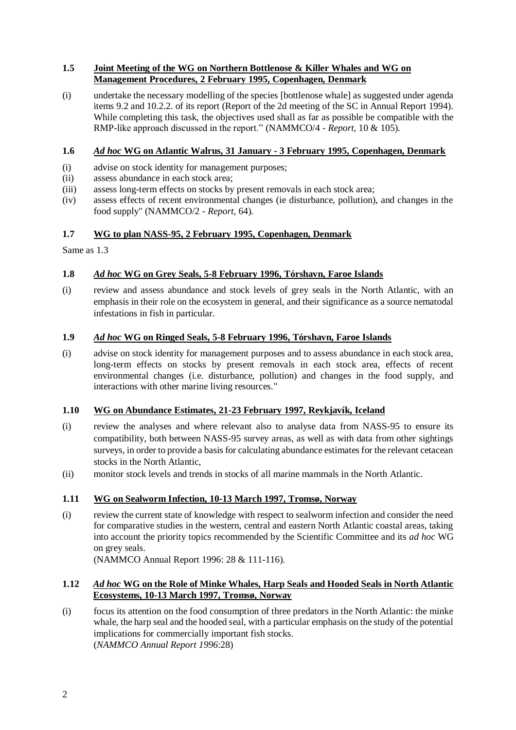### 1.5 Joint Meeting of the WG on Northern Bottlenose & Killer Whales and WG on Management Procedures, 2 February 1995, Copenhagen, Denmark

(i) undertake the necessary modelling of the species [bottlenose whale] as suggested under agenda items 9.2 and 10.2.2. of its report (Report of the 2d meeting of the SC in Annual Report 1994). While completing this task, the objectives used shall as far as possible be compatible with the RMP-like approach discussed in the report." (NAMMCO/4 - *Report,* 10 & 105).

### 1.6 *Ad hoc* WG on Atlantic Walrus, 31 January - 3 February 1995, Copenhagen, Denmark

(i) advise on stock identity for management purposes;
(ii) assess abundance in each stock area;
(iii) assess long-term effects on stocks by present removals in each stock area;
(iv) assess effects of recent environmental changes (ie disturbance, pollution), and changes in the food supply" (NAMMCO/2 - *Report,* 64).

### 1.7 WG to plan NASS-95, 2 February 1995, Copenhagen, Denmark

Same as 1.3

### 1.8 *Ad hoc* WG on Grey Seals, 5-8 February 1996, Tórshavn, Faroe Islands

(i) review and assess abundance and stock levels of grey seals in the North Atlantic, with an emphasis in their role on the ecosystem in general, and their significance as a source nematodal infestations in fish in particular.

### 1.9 *Ad hoc* WG on Ringed Seals, 5-8 February 1996, Tórshavn, Faroe Islands

(i) advise on stock identity for management purposes and to assess abundance in each stock area, long-term effects on stocks by present removals in each stock area, effects of recent environmental changes (i.e. disturbance, pollution) and changes in the food supply, and interactions with other marine living resources."

### 1.10 WG on Abundance Estimates, 21-23 February 1997, Reykjavík, Iceland

(i) review the analyses and where relevant also to analyse data from NASS-95 to ensure its compatibility, both between NASS-95 survey areas, as well as with data from other sightings surveys, in order to provide a basis for calculating abundance estimates for the relevant cetacean stocks in the North Atlantic,
(ii) monitor stock levels and trends in stocks of all marine mammals in the North Atlantic.

### 1.11 WG on Sealworm Infection, 10-13 March 1997, Tromsø, Norway

(i) review the current state of knowledge with respect to sealworm infection and consider the need for comparative studies in the western, central and eastern North Atlantic coastal areas, taking into account the priority topics recommended by the Scientific Committee and its *ad hoc* WG on grey seals.
(NAMMCO Annual Report 1996: 28 & 111-116).

### 1.12 *Ad hoc* WG on the Role of Minke Whales, Harp Seals and Hooded Seals in North Atlantic Ecosystems, 10-13 March 1997, Tromsø, Norway

(i) focus its attention on the food consumption of three predators in the North Atlantic: the minke whale, the harp seal and the hooded seal, with a particular emphasis on the study of the potential implications for commercially important fish stocks.
(*NAMMCO Annual Report 1996*:28)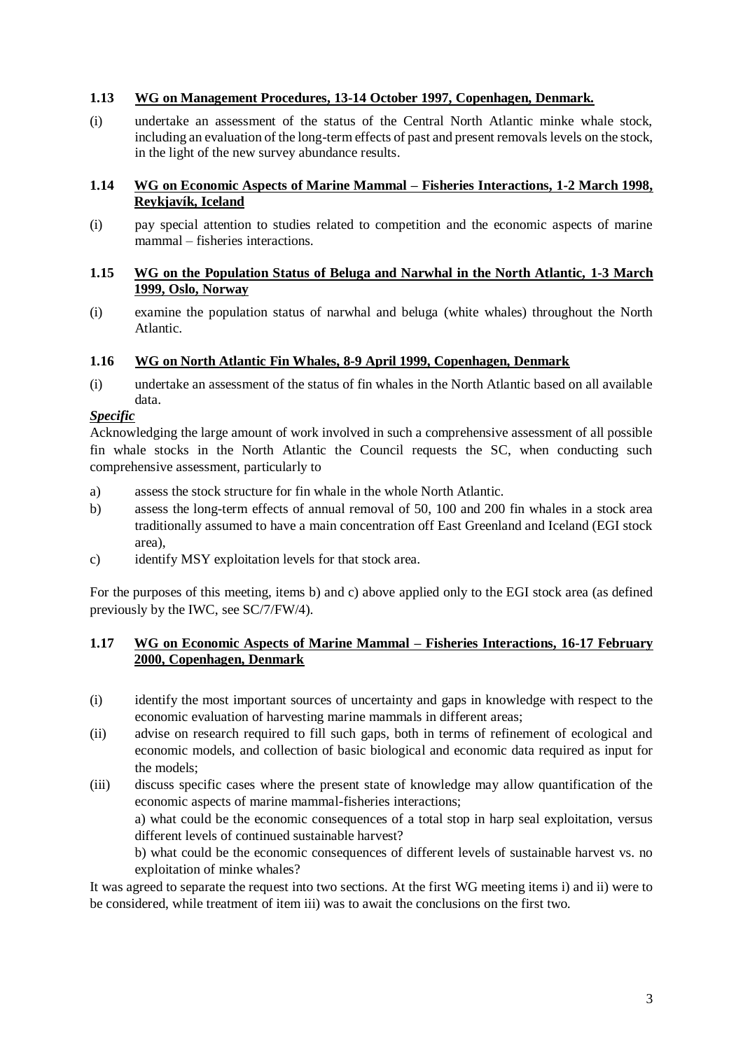### 1.13 WG on Management Procedures, 13-14 October 1997, Copenhagen, Denmark.

(i) undertake an assessment of the status of the Central North Atlantic minke whale stock, including an evaluation of the long-term effects of past and present removals levels on the stock, in the light of the new survey abundance results.

### 1.14 WG on Economic Aspects of Marine Mammal – Fisheries Interactions, 1-2 March 1998, Reykjavík, Iceland

(i) pay special attention to studies related to competition and the economic aspects of marine mammal – fisheries interactions.

### 1.15 WG on the Population Status of Beluga and Narwhal in the North Atlantic, 1-3 March 1999, Oslo, Norway

(i) examine the population status of narwhal and beluga (white whales) throughout the North Atlantic.

### 1.16 WG on North Atlantic Fin Whales, 8-9 April 1999, Copenhagen, Denmark

(i) undertake an assessment of the status of fin whales in the North Atlantic based on all available data.

***Specific***

Acknowledging the large amount of work involved in such a comprehensive assessment of all possible fin whale stocks in the North Atlantic the Council requests the SC, when conducting such comprehensive assessment, particularly to

a) assess the stock structure for fin whale in the whole North Atlantic.
b) assess the long-term effects of annual removal of 50, 100 and 200 fin whales in a stock area traditionally assumed to have a main concentration off East Greenland and Iceland (EGI stock area),
c) identify MSY exploitation levels for that stock area.

For the purposes of this meeting, items b) and c) above applied only to the EGI stock area (as defined previously by the IWC, see SC/7/FW/4).

### 1.17 WG on Economic Aspects of Marine Mammal – Fisheries Interactions, 16-17 February 2000, Copenhagen, Denmark

(i) identify the most important sources of uncertainty and gaps in knowledge with respect to the economic evaluation of harvesting marine mammals in different areas;
(ii) advise on research required to fill such gaps, both in terms of refinement of ecological and economic models, and collection of basic biological and economic data required as input for the models;
(iii) discuss specific cases where the present state of knowledge may allow quantification of the economic aspects of marine mammal-fisheries interactions;

    a) what could be the economic consequences of a total stop in harp seal exploitation, versus different levels of continued sustainable harvest?

    b) what could be the economic consequences of different levels of sustainable harvest vs. no exploitation of minke whales?

It was agreed to separate the request into two sections. At the first WG meeting items i) and ii) were to be considered, while treatment of item iii) was to await the conclusions on the first two.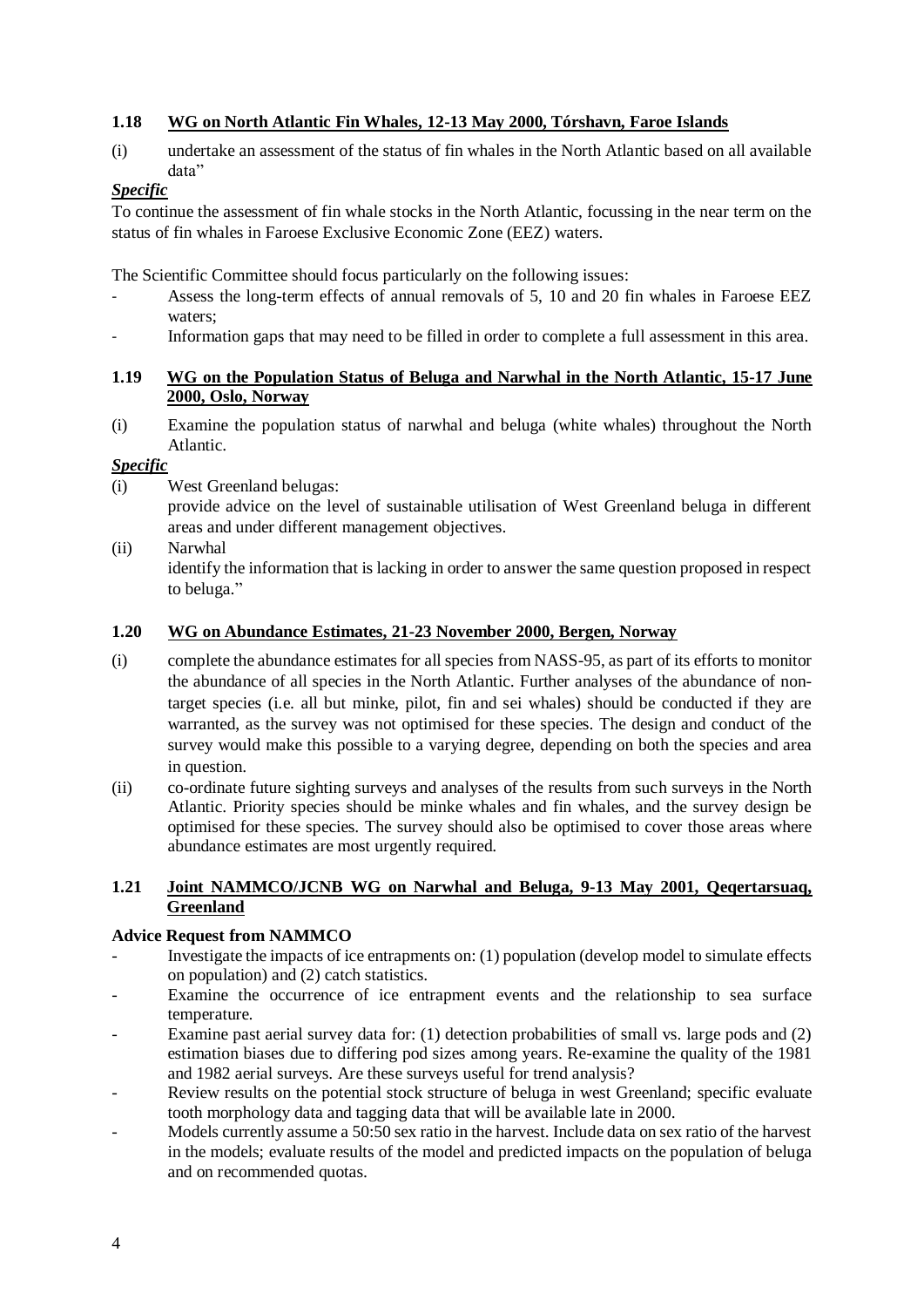### 1.18 WG on North Atlantic Fin Whales, 12-13 May 2000, Tórshavn, Faroe Islands

(i) undertake an assessment of the status of fin whales in the North Atlantic based on all available data"

***Specific***

To continue the assessment of fin whale stocks in the North Atlantic, focussing in the near term on the status of fin whales in Faroese Exclusive Economic Zone (EEZ) waters.

The Scientific Committee should focus particularly on the following issues:

- Assess the long-term effects of annual removals of 5, 10 and 20 fin whales in Faroese EEZ waters;
- Information gaps that may need to be filled in order to complete a full assessment in this area.

### 1.19 WG on the Population Status of Beluga and Narwhal in the North Atlantic, 15-17 June 2000, Oslo, Norway

(i) Examine the population status of narwhal and beluga (white whales) throughout the North Atlantic.

***Specific***

(i) West Greenland belugas:
provide advice on the level of sustainable utilisation of West Greenland beluga in different areas and under different management objectives.

(ii) Narwhal
identify the information that is lacking in order to answer the same question proposed in respect to beluga."

### 1.20 WG on Abundance Estimates, 21-23 November 2000, Bergen, Norway

(i) complete the abundance estimates for all species from NASS-95, as part of its efforts to monitor the abundance of all species in the North Atlantic. Further analyses of the abundance of non-target species (i.e. all but minke, pilot, fin and sei whales) should be conducted if they are warranted, as the survey was not optimised for these species. The design and conduct of the survey would make this possible to a varying degree, depending on both the species and area in question.

(ii) co-ordinate future sighting surveys and analyses of the results from such surveys in the North Atlantic. Priority species should be minke whales and fin whales, and the survey design be optimised for these species. The survey should also be optimised to cover those areas where abundance estimates are most urgently required.

### 1.21 Joint NAMMCO/JCNB WG on Narwhal and Beluga, 9-13 May 2001, Qeqertarsuaq, Greenland

**Advice Request from NAMMCO**

- Investigate the impacts of ice entrapments on: (1) population (develop model to simulate effects on population) and (2) catch statistics.
- Examine the occurrence of ice entrapment events and the relationship to sea surface temperature.
- Examine past aerial survey data for: (1) detection probabilities of small vs. large pods and (2) estimation biases due to differing pod sizes among years. Re-examine the quality of the 1981 and 1982 aerial surveys. Are these surveys useful for trend analysis?
- Review results on the potential stock structure of beluga in west Greenland; specific evaluate tooth morphology data and tagging data that will be available late in 2000.
- Models currently assume a 50:50 sex ratio in the harvest. Include data on sex ratio of the harvest in the models; evaluate results of the model and predicted impacts on the population of beluga and on recommended quotas.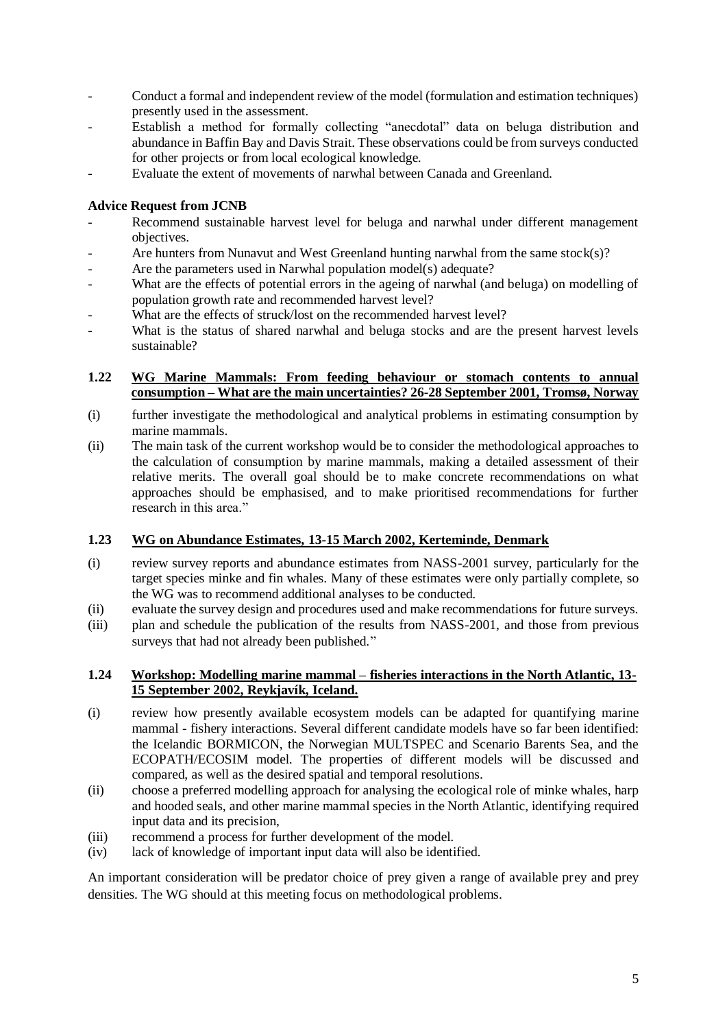- Conduct a formal and independent review of the model (formulation and estimation techniques) presently used in the assessment.
- Establish a method for formally collecting "anecdotal" data on beluga distribution and abundance in Baffin Bay and Davis Strait. These observations could be from surveys conducted for other projects or from local ecological knowledge.
- Evaluate the extent of movements of narwhal between Canada and Greenland.

**Advice Request from JCNB**

- Recommend sustainable harvest level for beluga and narwhal under different management objectives.
- Are hunters from Nunavut and West Greenland hunting narwhal from the same stock(s)?
- Are the parameters used in Narwhal population model(s) adequate?
- What are the effects of potential errors in the ageing of narwhal (and beluga) on modelling of population growth rate and recommended harvest level?
- What are the effects of struck/lost on the recommended harvest level?
- What is the status of shared narwhal and beluga stocks and are the present harvest levels sustainable?

### 1.22 WG Marine Mammals: From feeding behaviour or stomach contents to annual consumption – What are the main uncertainties? 26-28 September 2001, Tromsø, Norway

(i) further investigate the methodological and analytical problems in estimating consumption by marine mammals.

(ii) The main task of the current workshop would be to consider the methodological approaches to the calculation of consumption by marine mammals, making a detailed assessment of their relative merits. The overall goal should be to make concrete recommendations on what approaches should be emphasised, and to make prioritised recommendations for further research in this area."

### 1.23 WG on Abundance Estimates, 13-15 March 2002, Kerteminde, Denmark

(i) review survey reports and abundance estimates from NASS-2001 survey, particularly for the target species minke and fin whales. Many of these estimates were only partially complete, so the WG was to recommend additional analyses to be conducted.

(ii) evaluate the survey design and procedures used and make recommendations for future surveys.

(iii) plan and schedule the publication of the results from NASS-2001, and those from previous surveys that had not already been published."

### 1.24 Workshop: Modelling marine mammal – fisheries interactions in the North Atlantic, 13-15 September 2002, Reykjavík, Iceland.

(i) review how presently available ecosystem models can be adapted for quantifying marine mammal - fishery interactions. Several different candidate models have so far been identified: the Icelandic BORMICON, the Norwegian MULTSPEC and Scenario Barents Sea, and the ECOPATH/ECOSIM model. The properties of different models will be discussed and compared, as well as the desired spatial and temporal resolutions.

(ii) choose a preferred modelling approach for analysing the ecological role of minke whales, harp and hooded seals, and other marine mammal species in the North Atlantic, identifying required input data and its precision,

(iii) recommend a process for further development of the model.

(iv) lack of knowledge of important input data will also be identified.

An important consideration will be predator choice of prey given a range of available prey and prey densities. The WG should at this meeting focus on methodological problems.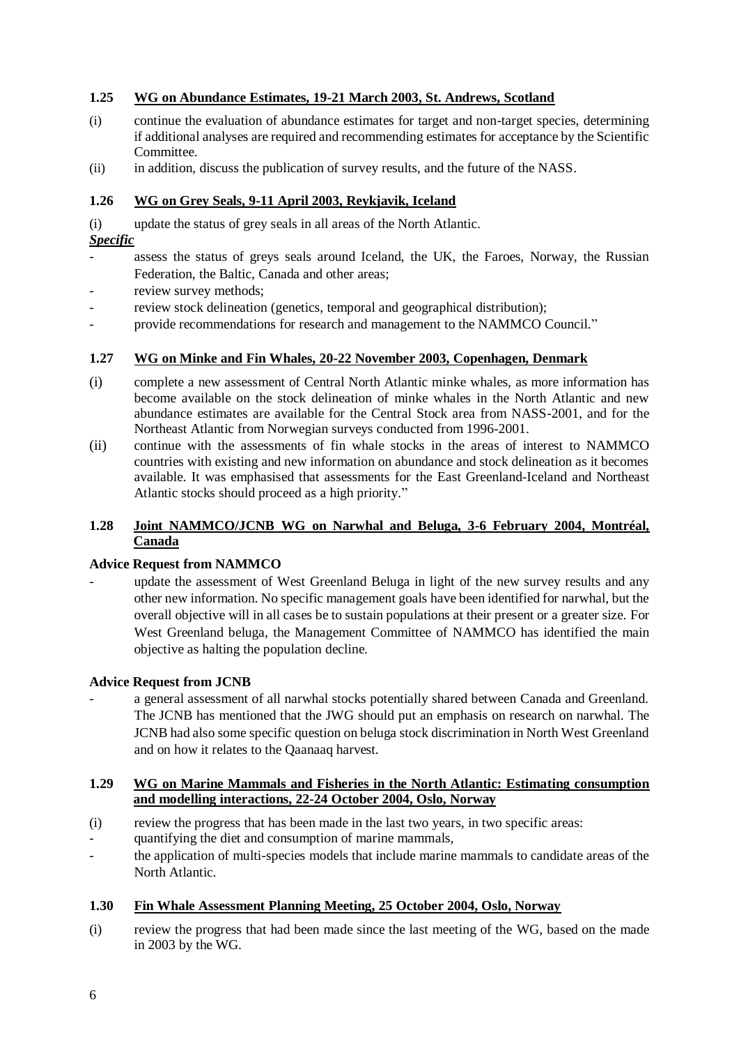### 1.25 WG on Abundance Estimates, 19-21 March 2003, St. Andrews, Scotland

(i) continue the evaluation of abundance estimates for target and non-target species, determining if additional analyses are required and recommending estimates for acceptance by the Scientific Committee.

(ii) in addition, discuss the publication of survey results, and the future of the NASS.

### 1.26 WG on Grey Seals, 9-11 April 2003, Reykjavik, Iceland

(i) update the status of grey seals in all areas of the North Atlantic.

***Specific***

- assess the status of greys seals around Iceland, the UK, the Faroes, Norway, the Russian Federation, the Baltic, Canada and other areas;
- review survey methods;
- review stock delineation (genetics, temporal and geographical distribution);
- provide recommendations for research and management to the NAMMCO Council."

### 1.27 WG on Minke and Fin Whales, 20-22 November 2003, Copenhagen, Denmark

(i) complete a new assessment of Central North Atlantic minke whales, as more information has become available on the stock delineation of minke whales in the North Atlantic and new abundance estimates are available for the Central Stock area from NASS-2001, and for the Northeast Atlantic from Norwegian surveys conducted from 1996-2001.

(ii) continue with the assessments of fin whale stocks in the areas of interest to NAMMCO countries with existing and new information on abundance and stock delineation as it becomes available. It was emphasised that assessments for the East Greenland-Iceland and Northeast Atlantic stocks should proceed as a high priority."

### 1.28 Joint NAMMCO/JCNB WG on Narwhal and Beluga, 3-6 February 2004, Montréal, Canada

**Advice Request from NAMMCO**

- update the assessment of West Greenland Beluga in light of the new survey results and any other new information. No specific management goals have been identified for narwhal, but the overall objective will in all cases be to sustain populations at their present or a greater size. For West Greenland beluga, the Management Committee of NAMMCO has identified the main objective as halting the population decline.

**Advice Request from JCNB**

- a general assessment of all narwhal stocks potentially shared between Canada and Greenland. The JCNB has mentioned that the JWG should put an emphasis on research on narwhal. The JCNB had also some specific question on beluga stock discrimination in North West Greenland and on how it relates to the Qaanaaq harvest.

### 1.29 WG on Marine Mammals and Fisheries in the North Atlantic: Estimating consumption and modelling interactions, 22-24 October 2004, Oslo, Norway

(i) review the progress that has been made in the last two years, in two specific areas:

- quantifying the diet and consumption of marine mammals,
- the application of multi-species models that include marine mammals to candidate areas of the North Atlantic.

### 1.30 Fin Whale Assessment Planning Meeting, 25 October 2004, Oslo, Norway

(i) review the progress that had been made since the last meeting of the WG, based on the made in 2003 by the WG.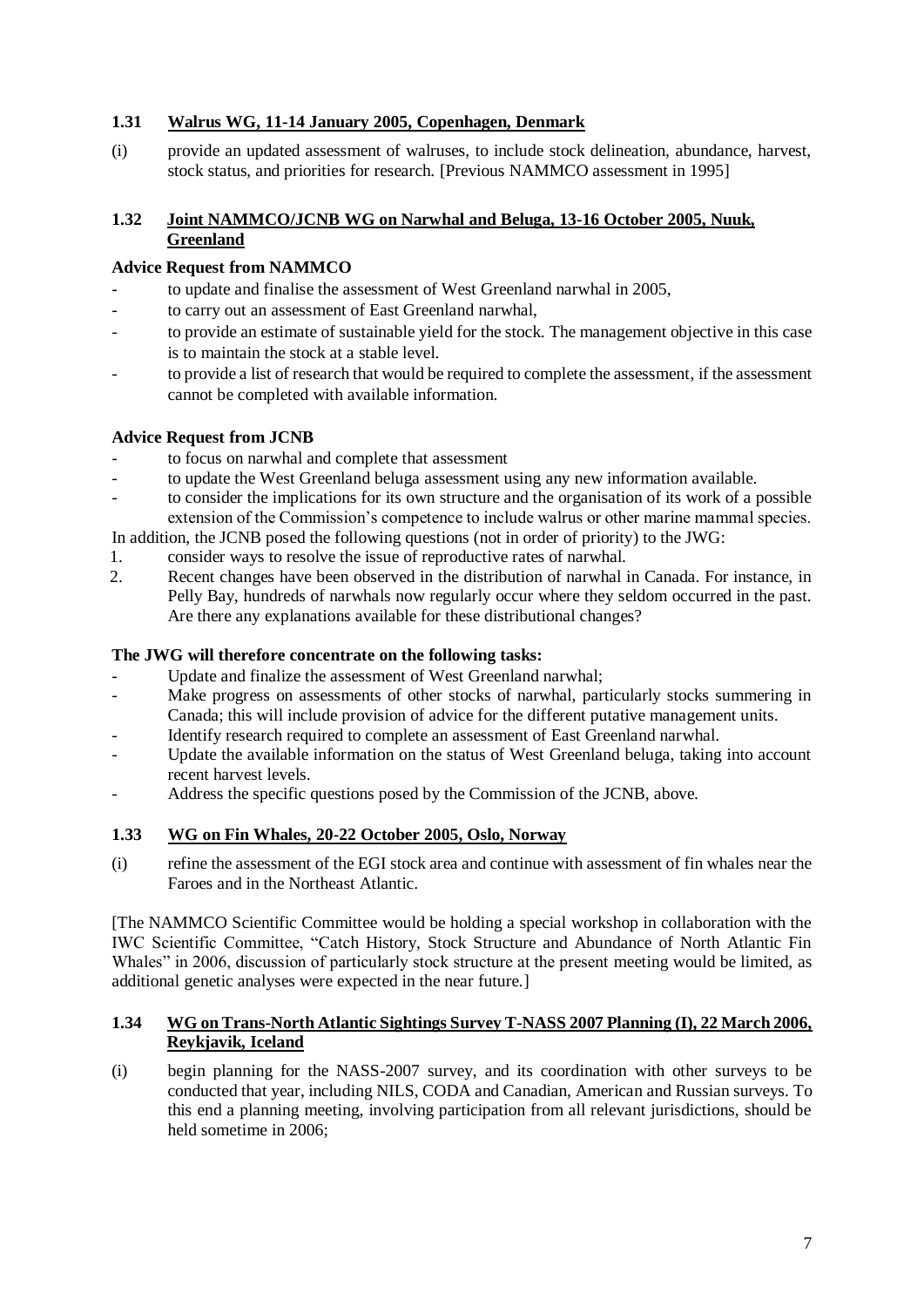### 1.31 Walrus WG, 11-14 January 2005, Copenhagen, Denmark

(i) provide an updated assessment of walruses, to include stock delineation, abundance, harvest, stock status, and priorities for research. [Previous NAMMCO assessment in 1995]

### 1.32 Joint NAMMCO/JCNB WG on Narwhal and Beluga, 13-16 October 2005, Nuuk, Greenland

**Advice Request from NAMMCO**

- to update and finalise the assessment of West Greenland narwhal in 2005,
- to carry out an assessment of East Greenland narwhal,
- to provide an estimate of sustainable yield for the stock. The management objective in this case is to maintain the stock at a stable level.
- to provide a list of research that would be required to complete the assessment, if the assessment cannot be completed with available information.

**Advice Request from JCNB**

- to focus on narwhal and complete that assessment
- to update the West Greenland beluga assessment using any new information available.
- to consider the implications for its own structure and the organisation of its work of a possible extension of the Commission's competence to include walrus or other marine mammal species.

In addition, the JCNB posed the following questions (not in order of priority) to the JWG:

1. consider ways to resolve the issue of reproductive rates of narwhal.
2. Recent changes have been observed in the distribution of narwhal in Canada. For instance, in Pelly Bay, hundreds of narwhals now regularly occur where they seldom occurred in the past. Are there any explanations available for these distributional changes?

**The JWG will therefore concentrate on the following tasks:**

- Update and finalize the assessment of West Greenland narwhal;
- Make progress on assessments of other stocks of narwhal, particularly stocks summering in Canada; this will include provision of advice for the different putative management units.
- Identify research required to complete an assessment of East Greenland narwhal.
- Update the available information on the status of West Greenland beluga, taking into account recent harvest levels.
- Address the specific questions posed by the Commission of the JCNB, above.

### 1.33 WG on Fin Whales, 20-22 October 2005, Oslo, Norway

(i) refine the assessment of the EGI stock area and continue with assessment of fin whales near the Faroes and in the Northeast Atlantic.

[The NAMMCO Scientific Committee would be holding a special workshop in collaboration with the IWC Scientific Committee, "Catch History, Stock Structure and Abundance of North Atlantic Fin Whales" in 2006, discussion of particularly stock structure at the present meeting would be limited, as additional genetic analyses were expected in the near future.]

### 1.34 WG on Trans-North Atlantic Sightings Survey T-NASS 2007 Planning (I), 22 March 2006, Reykjavik, Iceland

(i) begin planning for the NASS-2007 survey, and its coordination with other surveys to be conducted that year, including NILS, CODA and Canadian, American and Russian surveys. To this end a planning meeting, involving participation from all relevant jurisdictions, should be held sometime in 2006;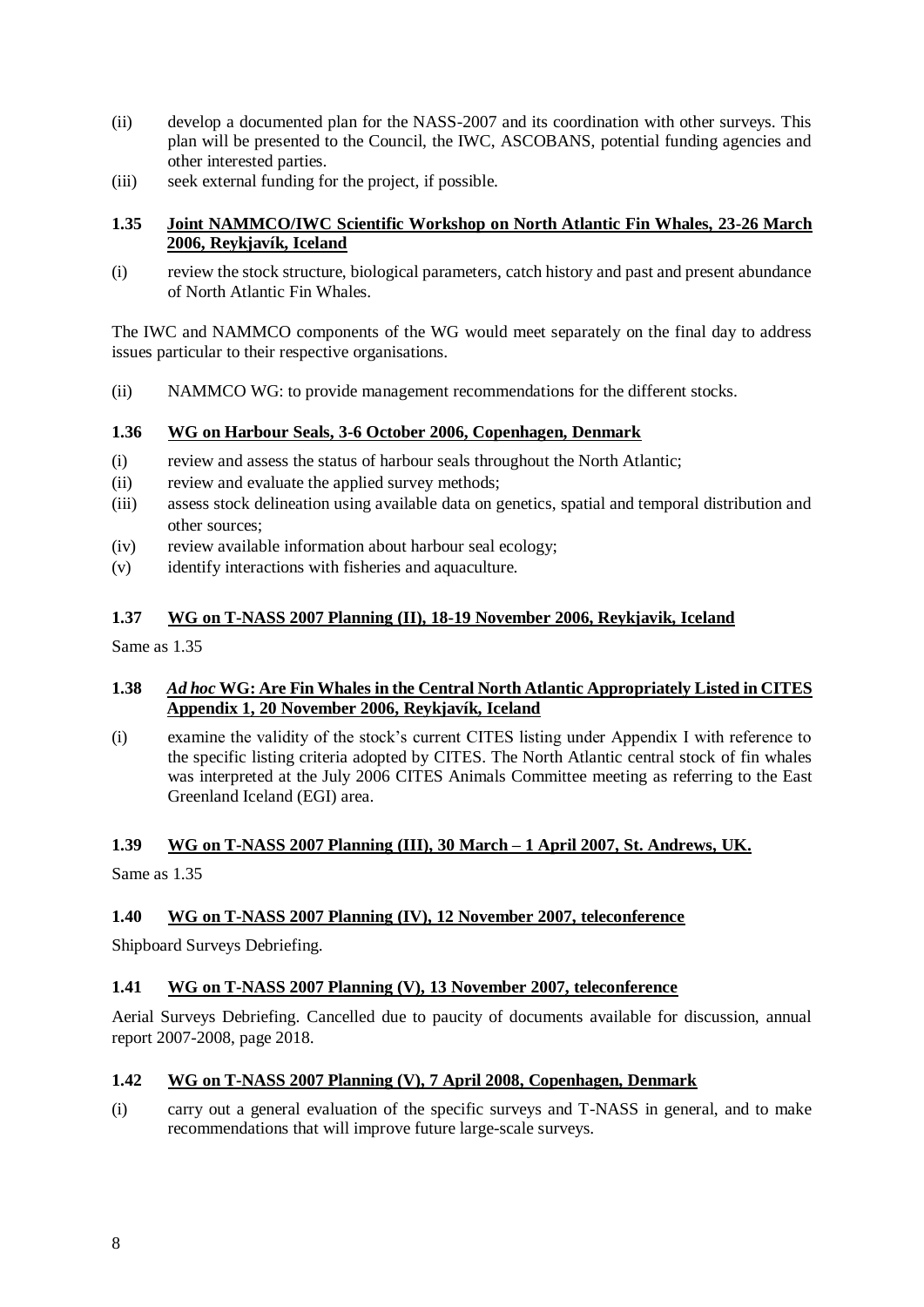(ii) develop a documented plan for the NASS-2007 and its coordination with other surveys. This plan will be presented to the Council, the IWC, ASCOBANS, potential funding agencies and other interested parties.

(iii) seek external funding for the project, if possible.

### 1.35 Joint NAMMCO/IWC Scientific Workshop on North Atlantic Fin Whales, 23-26 March 2006, Reykjavík, Iceland

(i) review the stock structure, biological parameters, catch history and past and present abundance of North Atlantic Fin Whales.

The IWC and NAMMCO components of the WG would meet separately on the final day to address issues particular to their respective organisations.

(ii) NAMMCO WG: to provide management recommendations for the different stocks.

### 1.36 WG on Harbour Seals, 3-6 October 2006, Copenhagen, Denmark

(i) review and assess the status of harbour seals throughout the North Atlantic;

(ii) review and evaluate the applied survey methods;

(iii) assess stock delineation using available data on genetics, spatial and temporal distribution and other sources;

(iv) review available information about harbour seal ecology;

(v) identify interactions with fisheries and aquaculture.

### 1.37 WG on T-NASS 2007 Planning (II), 18-19 November 2006, Reykjavik, Iceland

Same as 1.35

### 1.38 *Ad hoc* WG: Are Fin Whales in the Central North Atlantic Appropriately Listed in CITES Appendix 1, 20 November 2006, Reykjavík, Iceland

(i) examine the validity of the stock's current CITES listing under Appendix I with reference to the specific listing criteria adopted by CITES. The North Atlantic central stock of fin whales was interpreted at the July 2006 CITES Animals Committee meeting as referring to the East Greenland Iceland (EGI) area.

### 1.39 WG on T-NASS 2007 Planning (III), 30 March – 1 April 2007, St. Andrews, UK.

Same as 1.35

### 1.40 WG on T-NASS 2007 Planning (IV), 12 November 2007, teleconference

Shipboard Surveys Debriefing.

### 1.41 WG on T-NASS 2007 Planning (V), 13 November 2007, teleconference

Aerial Surveys Debriefing. Cancelled due to paucity of documents available for discussion, annual report 2007-2008, page 2018.

### 1.42 WG on T-NASS 2007 Planning (V), 7 April 2008, Copenhagen, Denmark

(i) carry out a general evaluation of the specific surveys and T-NASS in general, and to make recommendations that will improve future large-scale surveys.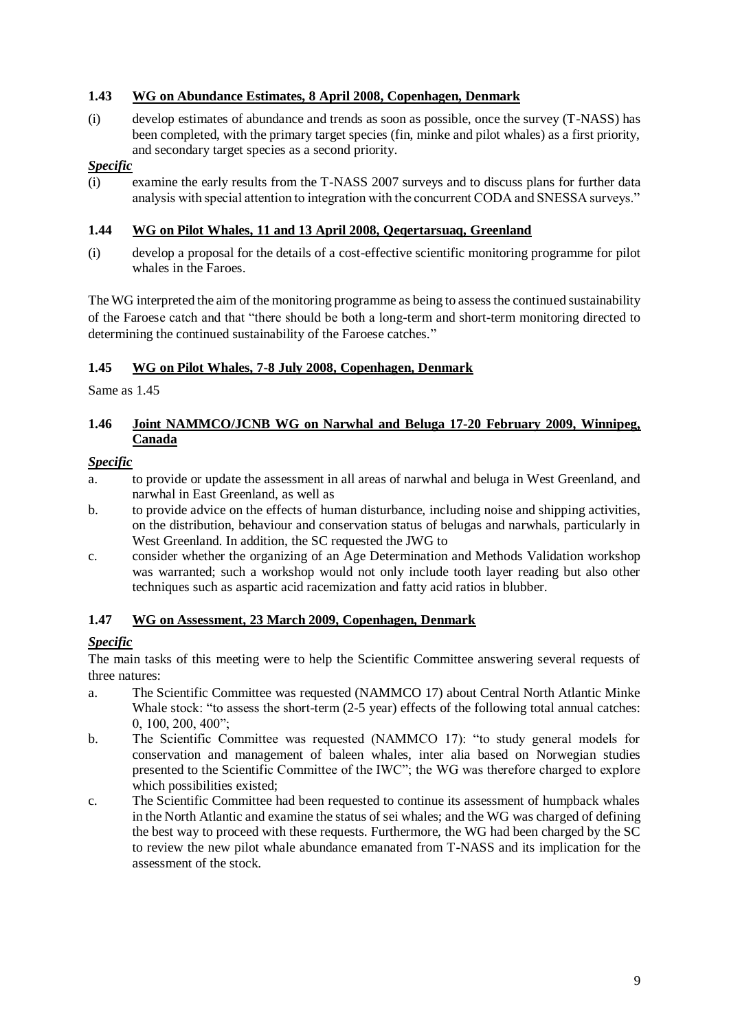### 1.43 WG on Abundance Estimates, 8 April 2008, Copenhagen, Denmark

(i) develop estimates of abundance and trends as soon as possible, once the survey (T-NASS) has been completed, with the primary target species (fin, minke and pilot whales) as a first priority, and secondary target species as a second priority.

***Specific***

(i) examine the early results from the T-NASS 2007 surveys and to discuss plans for further data analysis with special attention to integration with the concurrent CODA and SNESSA surveys."

### 1.44 WG on Pilot Whales, 11 and 13 April 2008, Qeqertarsuaq, Greenland

(i) develop a proposal for the details of a cost-effective scientific monitoring programme for pilot whales in the Faroes.

The WG interpreted the aim of the monitoring programme as being to assess the continued sustainability of the Faroese catch and that "there should be both a long-term and short-term monitoring directed to determining the continued sustainability of the Faroese catches."

### 1.45 WG on Pilot Whales, 7-8 July 2008, Copenhagen, Denmark

Same as 1.45

### 1.46 Joint NAMMCO/JCNB WG on Narwhal and Beluga 17-20 February 2009, Winnipeg, Canada

***Specific***

a. to provide or update the assessment in all areas of narwhal and beluga in West Greenland, and narwhal in East Greenland, as well as

b. to provide advice on the effects of human disturbance, including noise and shipping activities, on the distribution, behaviour and conservation status of belugas and narwhals, particularly in West Greenland. In addition, the SC requested the JWG to

c. consider whether the organizing of an Age Determination and Methods Validation workshop was warranted; such a workshop would not only include tooth layer reading but also other techniques such as aspartic acid racemization and fatty acid ratios in blubber.

### 1.47 WG on Assessment, 23 March 2009, Copenhagen, Denmark

***Specific***

The main tasks of this meeting were to help the Scientific Committee answering several requests of three natures:

a. The Scientific Committee was requested (NAMMCO 17) about Central North Atlantic Minke Whale stock: "to assess the short-term (2-5 year) effects of the following total annual catches: 0, 100, 200, 400";

b. The Scientific Committee was requested (NAMMCO 17): "to study general models for conservation and management of baleen whales, inter alia based on Norwegian studies presented to the Scientific Committee of the IWC"; the WG was therefore charged to explore which possibilities existed;

c. The Scientific Committee had been requested to continue its assessment of humpback whales in the North Atlantic and examine the status of sei whales; and the WG was charged of defining the best way to proceed with these requests. Furthermore, the WG had been charged by the SC to review the new pilot whale abundance emanated from T-NASS and its implication for the assessment of the stock.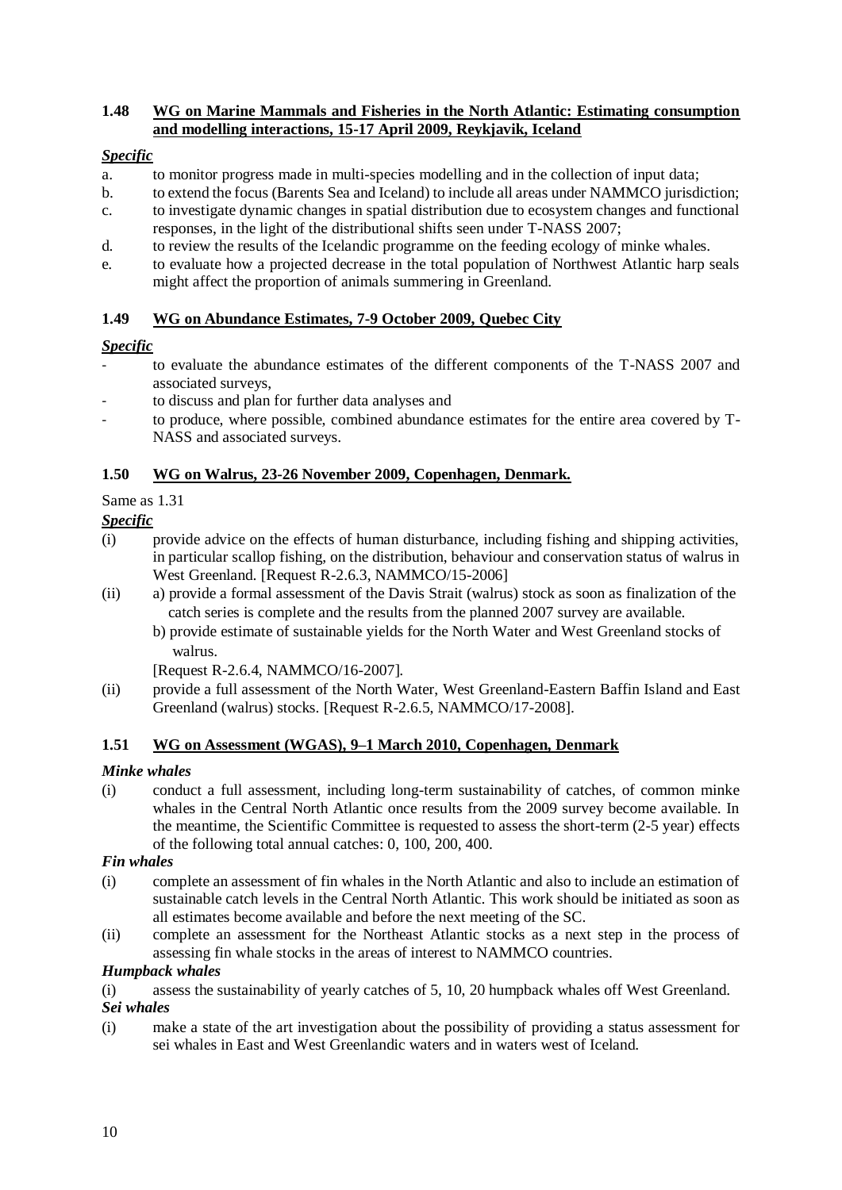### 1.48 WG on Marine Mammals and Fisheries in the North Atlantic: Estimating consumption and modelling interactions, 15-17 April 2009, Reykjavik, Iceland

***Specific***

a. to monitor progress made in multi-species modelling and in the collection of input data;
b. to extend the focus (Barents Sea and Iceland) to include all areas under NAMMCO jurisdiction;
c. to investigate dynamic changes in spatial distribution due to ecosystem changes and functional responses, in the light of the distributional shifts seen under T-NASS 2007;
d. to review the results of the Icelandic programme on the feeding ecology of minke whales.
e. to evaluate how a projected decrease in the total population of Northwest Atlantic harp seals might affect the proportion of animals summering in Greenland.

### 1.49 WG on Abundance Estimates, 7-9 October 2009, Quebec City

***Specific***

- to evaluate the abundance estimates of the different components of the T-NASS 2007 and associated surveys,
- to discuss and plan for further data analyses and
- to produce, where possible, combined abundance estimates for the entire area covered by T-NASS and associated surveys.

### 1.50 WG on Walrus, 23-26 November 2009, Copenhagen, Denmark.

Same as 1.31

***Specific***

(i) provide advice on the effects of human disturbance, including fishing and shipping activities, in particular scallop fishing, on the distribution, behaviour and conservation status of walrus in West Greenland. [Request R-2.6.3, NAMMCO/15-2006]

(ii) a) provide a formal assessment of the Davis Strait (walrus) stock as soon as finalization of the catch series is complete and the results from the planned 2007 survey are available.
b) provide estimate of sustainable yields for the North Water and West Greenland stocks of walrus.
[Request R-2.6.4, NAMMCO/16-2007].

(ii) provide a full assessment of the North Water, West Greenland-Eastern Baffin Island and East Greenland (walrus) stocks. [Request R-2.6.5, NAMMCO/17-2008].

### 1.51 WG on Assessment (WGAS), 9–1 March 2010, Copenhagen, Denmark

***Minke whales***

(i) conduct a full assessment, including long-term sustainability of catches, of common minke whales in the Central North Atlantic once results from the 2009 survey become available. In the meantime, the Scientific Committee is requested to assess the short-term (2-5 year) effects of the following total annual catches: 0, 100, 200, 400.

***Fin whales***

(i) complete an assessment of fin whales in the North Atlantic and also to include an estimation of sustainable catch levels in the Central North Atlantic. This work should be initiated as soon as all estimates become available and before the next meeting of the SC.

(ii) complete an assessment for the Northeast Atlantic stocks as a next step in the process of assessing fin whale stocks in the areas of interest to NAMMCO countries.

***Humpback whales***

(i) assess the sustainability of yearly catches of 5, 10, 20 humpback whales off West Greenland.

***Sei whales***

(i) make a state of the art investigation about the possibility of providing a status assessment for sei whales in East and West Greenlandic waters and in waters west of Iceland.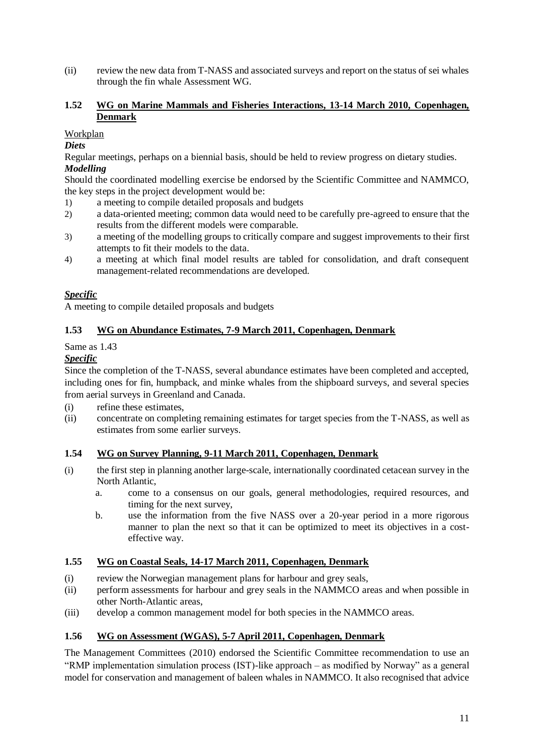(ii) review the new data from T-NASS and associated surveys and report on the status of sei whales through the fin whale Assessment WG.

### 1.52 WG on Marine Mammals and Fisheries Interactions, 13-14 March 2010, Copenhagen, Denmark

Workplan

***Diets***

Regular meetings, perhaps on a biennial basis, should be held to review progress on dietary studies.

***Modelling***

Should the coordinated modelling exercise be endorsed by the Scientific Committee and NAMMCO, the key steps in the project development would be:

1) a meeting to compile detailed proposals and budgets
2) a data-oriented meeting; common data would need to be carefully pre-agreed to ensure that the results from the different models were comparable.
3) a meeting of the modelling groups to critically compare and suggest improvements to their first attempts to fit their models to the data.
4) a meeting at which final model results are tabled for consolidation, and draft consequent management-related recommendations are developed.

***Specific***

A meeting to compile detailed proposals and budgets

### 1.53 WG on Abundance Estimates, 7-9 March 2011, Copenhagen, Denmark

Same as 1.43

***Specific***

Since the completion of the T-NASS, several abundance estimates have been completed and accepted, including ones for fin, humpback, and minke whales from the shipboard surveys, and several species from aerial surveys in Greenland and Canada.

(i) refine these estimates,
(ii) concentrate on completing remaining estimates for target species from the T-NASS, as well as estimates from some earlier surveys.

### 1.54 WG on Survey Planning, 9-11 March 2011, Copenhagen, Denmark

(i) the first step in planning another large-scale, internationally coordinated cetacean survey in the North Atlantic,
   a. come to a consensus on our goals, general methodologies, required resources, and timing for the next survey,
   b. use the information from the five NASS over a 20-year period in a more rigorous manner to plan the next so that it can be optimized to meet its objectives in a cost-effective way.

### 1.55 WG on Coastal Seals, 14-17 March 2011, Copenhagen, Denmark

(i) review the Norwegian management plans for harbour and grey seals,
(ii) perform assessments for harbour and grey seals in the NAMMCO areas and when possible in other North-Atlantic areas,
(iii) develop a common management model for both species in the NAMMCO areas.

### 1.56 WG on Assessment (WGAS), 5-7 April 2011, Copenhagen, Denmark

The Management Committees (2010) endorsed the Scientific Committee recommendation to use an "RMP implementation simulation process (IST)-like approach – as modified by Norway" as a general model for conservation and management of baleen whales in NAMMCO. It also recognised that advice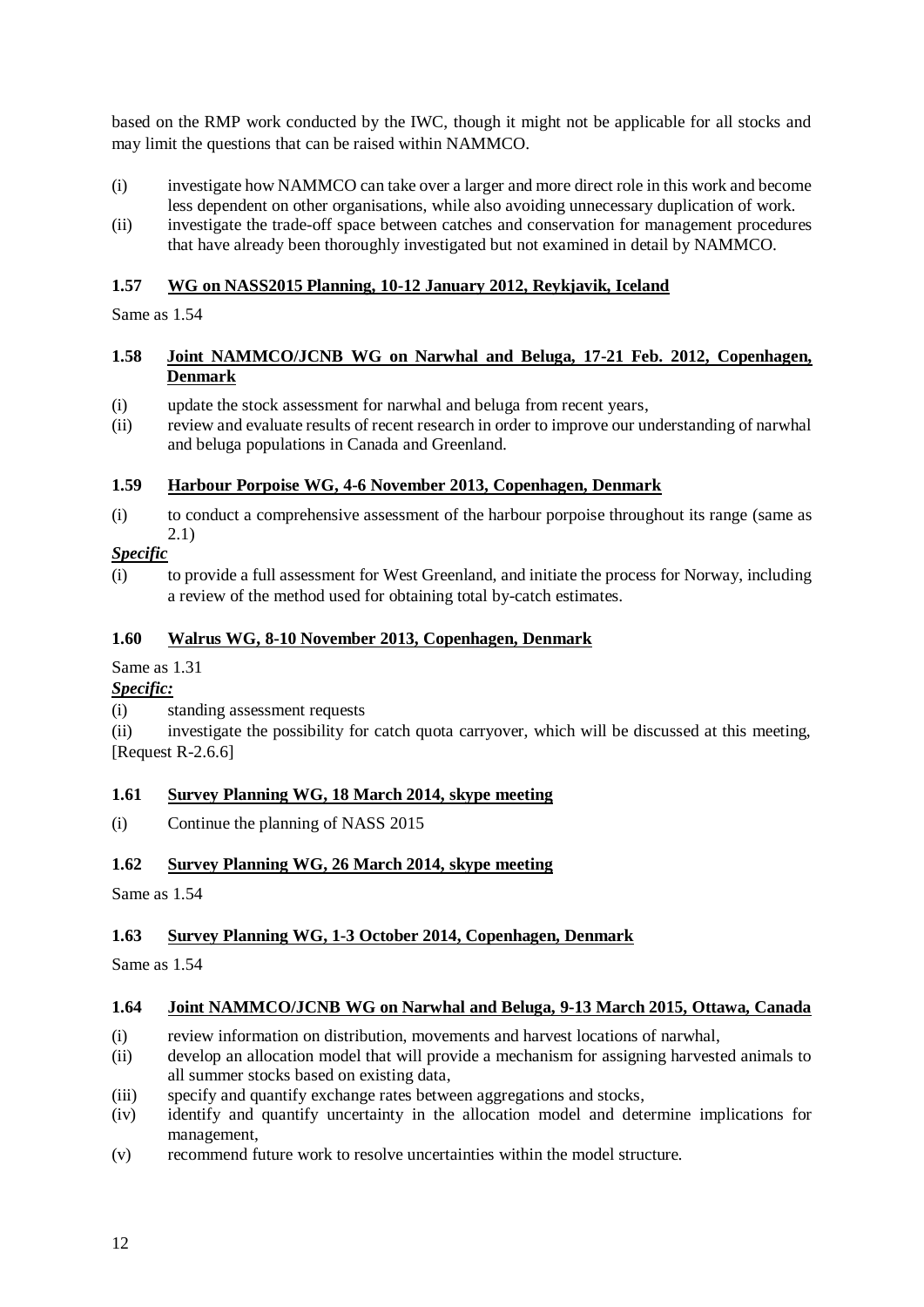based on the RMP work conducted by the IWC, though it might not be applicable for all stocks and may limit the questions that can be raised within NAMMCO.

(i) investigate how NAMMCO can take over a larger and more direct role in this work and become less dependent on other organisations, while also avoiding unnecessary duplication of work.
(ii) investigate the trade-off space between catches and conservation for management procedures that have already been thoroughly investigated but not examined in detail by NAMMCO.

### 1.57 WG on NASS2015 Planning, 10-12 January 2012, Reykjavik, Iceland

Same as 1.54

### 1.58 Joint NAMMCO/JCNB WG on Narwhal and Beluga, 17-21 Feb. 2012, Copenhagen, Denmark

(i) update the stock assessment for narwhal and beluga from recent years,
(ii) review and evaluate results of recent research in order to improve our understanding of narwhal and beluga populations in Canada and Greenland.

### 1.59 Harbour Porpoise WG, 4-6 November 2013, Copenhagen, Denmark

(i) to conduct a comprehensive assessment of the harbour porpoise throughout its range (same as 2.1)

***Specific***

(i) to provide a full assessment for West Greenland, and initiate the process for Norway, including a review of the method used for obtaining total by-catch estimates.

### 1.60 Walrus WG, 8-10 November 2013, Copenhagen, Denmark

Same as 1.31

***Specific:***

(i) standing assessment requests
(ii) investigate the possibility for catch quota carryover, which will be discussed at this meeting, [Request R-2.6.6]

### 1.61 Survey Planning WG, 18 March 2014, skype meeting

(i) Continue the planning of NASS 2015

### 1.62 Survey Planning WG, 26 March 2014, skype meeting

Same as 1.54

### 1.63 Survey Planning WG, 1-3 October 2014, Copenhagen, Denmark

Same as 1.54

### 1.64 Joint NAMMCO/JCNB WG on Narwhal and Beluga, 9-13 March 2015, Ottawa, Canada

(i) review information on distribution, movements and harvest locations of narwhal,
(ii) develop an allocation model that will provide a mechanism for assigning harvested animals to all summer stocks based on existing data,
(iii) specify and quantify exchange rates between aggregations and stocks,
(iv) identify and quantify uncertainty in the allocation model and determine implications for management,
(v) recommend future work to resolve uncertainties within the model structure.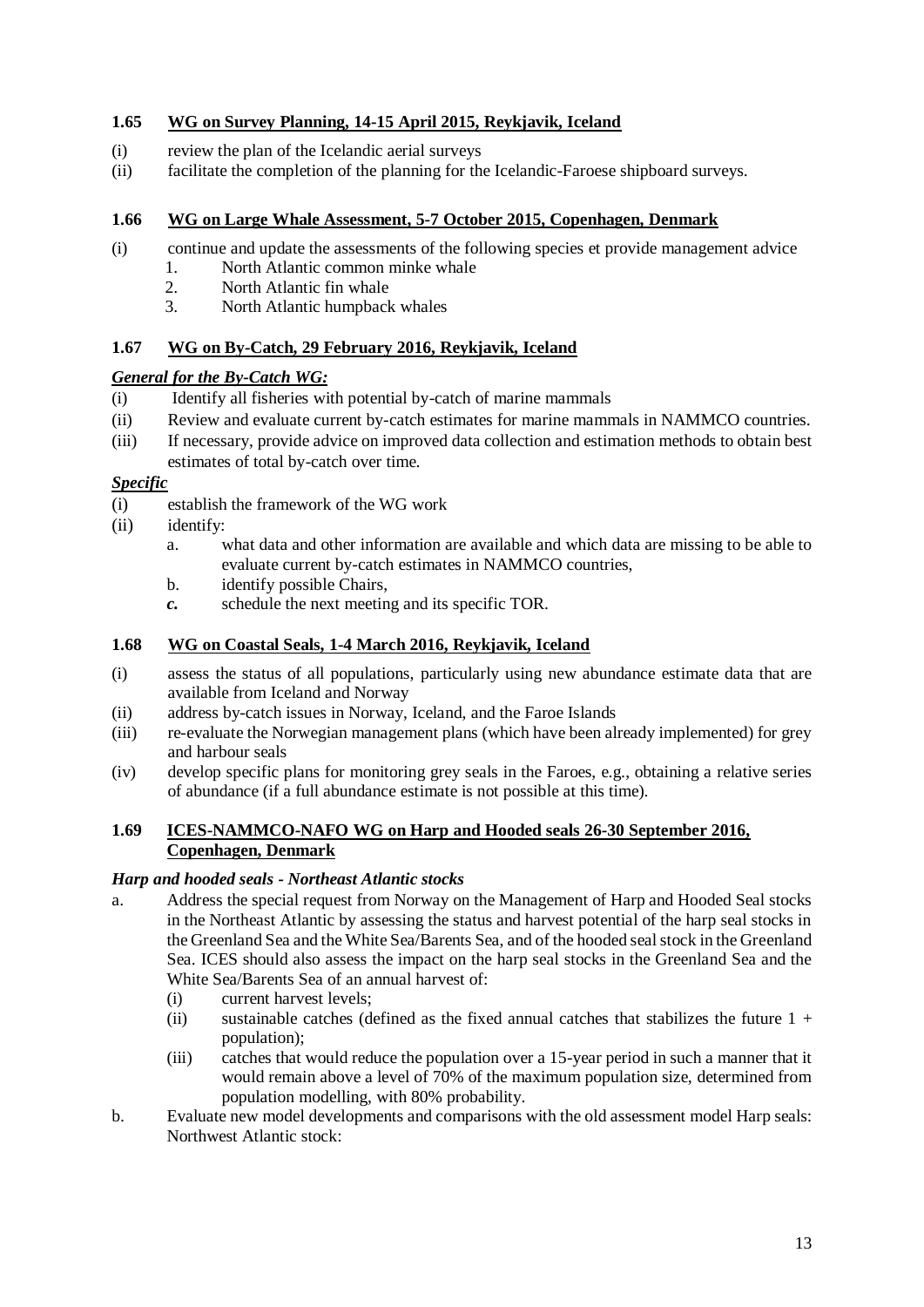### 1.65 WG on Survey Planning, 14-15 April 2015, Reykjavik, Iceland

(i) review the plan of the Icelandic aerial surveys
(ii) facilitate the completion of the planning for the Icelandic-Faroese shipboard surveys.

### 1.66 WG on Large Whale Assessment, 5-7 October 2015, Copenhagen, Denmark

(i) continue and update the assessments of the following species et provide management advice
   1. North Atlantic common minke whale
   2. North Atlantic fin whale
   3. North Atlantic humpback whales

### 1.67 WG on By-Catch, 29 February 2016, Reykjavik, Iceland

***General for the By-Catch WG:***

(i) Identify all fisheries with potential by-catch of marine mammals
(ii) Review and evaluate current by-catch estimates for marine mammals in NAMMCO countries.
(iii) If necessary, provide advice on improved data collection and estimation methods to obtain best estimates of total by-catch over time.

***Specific***

(i) establish the framework of the WG work
(ii) identify:
   a. what data and other information are available and which data are missing to be able to evaluate current by-catch estimates in NAMMCO countries,
   b. identify possible Chairs,
   *c.* schedule the next meeting and its specific TOR.

### 1.68 WG on Coastal Seals, 1-4 March 2016, Reykjavik, Iceland

(i) assess the status of all populations, particularly using new abundance estimate data that are available from Iceland and Norway
(ii) address by-catch issues in Norway, Iceland, and the Faroe Islands
(iii) re-evaluate the Norwegian management plans (which have been already implemented) for grey and harbour seals
(iv) develop specific plans for monitoring grey seals in the Faroes, e.g., obtaining a relative series of abundance (if a full abundance estimate is not possible at this time).

### 1.69 ICES-NAMMCO-NAFO WG on Harp and Hooded seals 26-30 September 2016, Copenhagen, Denmark

***Harp and hooded seals - Northeast Atlantic stocks***

a. Address the special request from Norway on the Management of Harp and Hooded Seal stocks in the Northeast Atlantic by assessing the status and harvest potential of the harp seal stocks in the Greenland Sea and the White Sea/Barents Sea, and of the hooded seal stock in the Greenland Sea. ICES should also assess the impact on the harp seal stocks in the Greenland Sea and the White Sea/Barents Sea of an annual harvest of:
   (i) current harvest levels;
   (ii) sustainable catches (defined as the fixed annual catches that stabilizes the future 1 + population);
   (iii) catches that would reduce the population over a 15-year period in such a manner that it would remain above a level of 70% of the maximum population size, determined from population modelling, with 80% probability.
b. Evaluate new model developments and comparisons with the old assessment model Harp seals: Northwest Atlantic stock: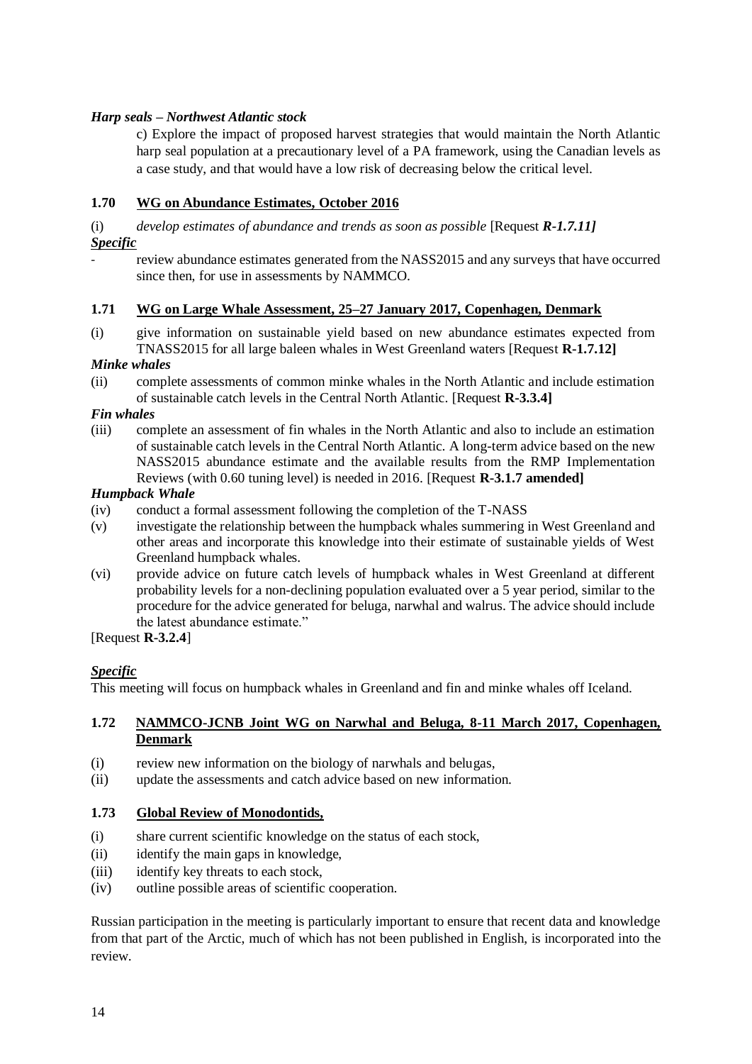***Harp seals – Northwest Atlantic stock***

c) Explore the impact of proposed harvest strategies that would maintain the North Atlantic harp seal population at a precautionary level of a PA framework, using the Canadian levels as a case study, and that would have a low risk of decreasing below the critical level.

### 1.70 WG on Abundance Estimates, October 2016

(i) *develop estimates of abundance and trends as soon as possible* [Request ***R-1.7.11]***

***Specific***

- review abundance estimates generated from the NASS2015 and any surveys that have occurred since then, for use in assessments by NAMMCO.

### 1.71 WG on Large Whale Assessment, 25–27 January 2017, Copenhagen, Denmark

(i) give information on sustainable yield based on new abundance estimates expected from TNASS2015 for all large baleen whales in West Greenland waters [Request **R-1.7.12]**

***Minke whales***

(ii) complete assessments of common minke whales in the North Atlantic and include estimation of sustainable catch levels in the Central North Atlantic. [Request **R-3.3.4]**

***Fin whales***

(iii) complete an assessment of fin whales in the North Atlantic and also to include an estimation of sustainable catch levels in the Central North Atlantic. A long-term advice based on the new NASS2015 abundance estimate and the available results from the RMP Implementation Reviews (with 0.60 tuning level) is needed in 2016. [Request **R-3.1.7 amended]**

***Humpback Whale***

(iv) conduct a formal assessment following the completion of the T-NASS

(v) investigate the relationship between the humpback whales summering in West Greenland and other areas and incorporate this knowledge into their estimate of sustainable yields of West Greenland humpback whales.

(vi) provide advice on future catch levels of humpback whales in West Greenland at different probability levels for a non-declining population evaluated over a 5 year period, similar to the procedure for the advice generated for beluga, narwhal and walrus. The advice should include the latest abundance estimate."

[Request **R-3.2.4**]

***Specific***

This meeting will focus on humpback whales in Greenland and fin and minke whales off Iceland.

### 1.72 NAMMCO-JCNB Joint WG on Narwhal and Beluga, 8-11 March 2017, Copenhagen, Denmark

(i) review new information on the biology of narwhals and belugas,

(ii) update the assessments and catch advice based on new information.

### 1.73 Global Review of Monodontids,

(i) share current scientific knowledge on the status of each stock,

(ii) identify the main gaps in knowledge,

(iii) identify key threats to each stock,

(iv) outline possible areas of scientific cooperation.

Russian participation in the meeting is particularly important to ensure that recent data and knowledge from that part of the Arctic, much of which has not been published in English, is incorporated into the review.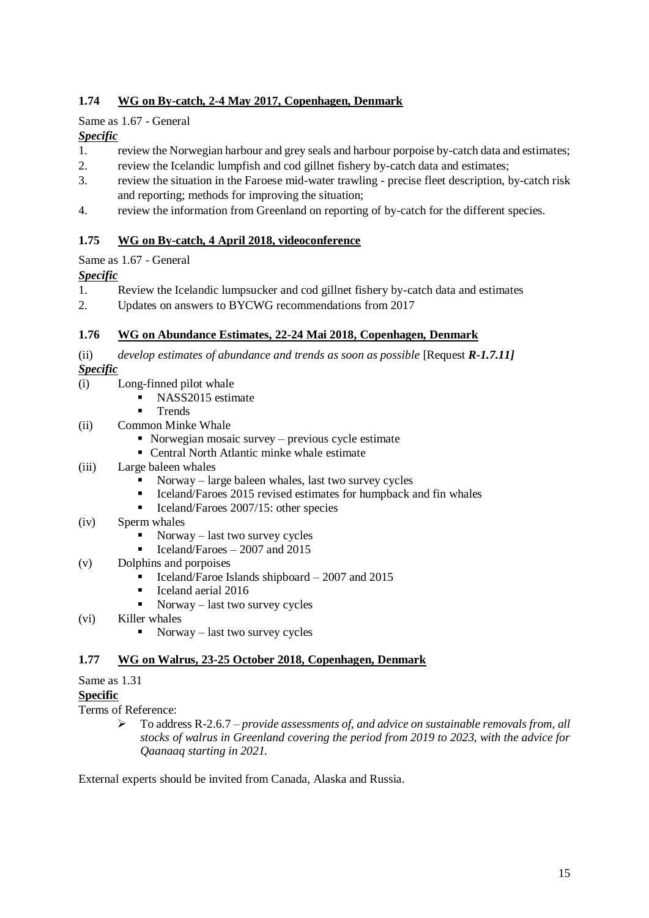### 1.74 WG on By-catch, 2-4 May 2017, Copenhagen, Denmark

Same as 1.67 - General

***Specific***

1. review the Norwegian harbour and grey seals and harbour porpoise by-catch data and estimates;
2. review the Icelandic lumpfish and cod gillnet fishery by-catch data and estimates;
3. review the situation in the Faroese mid-water trawling - precise fleet description, by-catch risk and reporting; methods for improving the situation;
4. review the information from Greenland on reporting of by-catch for the different species.

### 1.75 WG on By-catch, 4 April 2018, videoconference

Same as 1.67 - General

***Specific***

1. Review the Icelandic lumpsucker and cod gillnet fishery by-catch data and estimates
2. Updates on answers to BYCWG recommendations from 2017

### 1.76 WG on Abundance Estimates, 22-24 Mai 2018, Copenhagen, Denmark

(ii) *develop estimates of abundance and trends as soon as possible* [Request ***R-1.7.11]***

***Specific***

(i) Long-finned pilot whale
- NASS2015 estimate
- Trends

(ii) Common Minke Whale
- Norwegian mosaic survey – previous cycle estimate
- Central North Atlantic minke whale estimate

(iii) Large baleen whales
- Norway – large baleen whales, last two survey cycles
- Iceland/Faroes 2015 revised estimates for humpback and fin whales
- Iceland/Faroes 2007/15: other species

(iv) Sperm whales
- Norway – last two survey cycles
- Iceland/Faroes – 2007 and 2015

(v) Dolphins and porpoises
- Iceland/Faroe Islands shipboard – 2007 and 2015
- Iceland aerial 2016
- Norway – last two survey cycles

(vi) Killer whales
- Norway – last two survey cycles

### 1.77 WG on Walrus, 23-25 October 2018, Copenhagen, Denmark

Same as 1.31

**Specific**

Terms of Reference:

- To address R-2.6.7 – *provide assessments of, and advice on sustainable removals from, all stocks of walrus in Greenland covering the period from 2019 to 2023, with the advice for Qaanaaq starting in 2021.*

External experts should be invited from Canada, Alaska and Russia.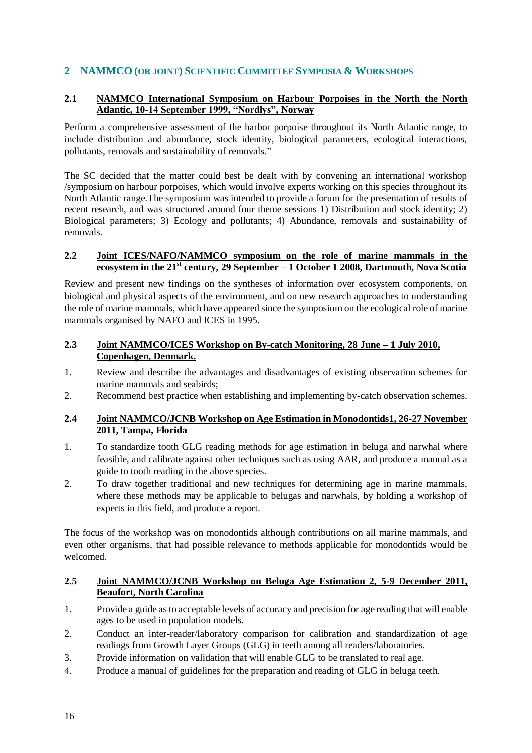## 2 NAMMCO (OR JOINT) SCIENTIFIC COMMITTEE SYMPOSIA & WORKSHOPS

### 2.1 NAMMCO International Symposium on Harbour Porpoises in the North the North Atlantic, 10-14 September 1999, "Nordlys", Norway

Perform a comprehensive assessment of the harbor porpoise throughout its North Atlantic range, to include distribution and abundance, stock identity, biological parameters, ecological interactions, pollutants, removals and sustainability of removals."

The SC decided that the matter could best be dealt with by convening an international workshop /symposium on harbour porpoises, which would involve experts working on this species throughout its North Atlantic range.The symposium was intended to provide a forum for the presentation of results of recent research, and was structured around four theme sessions 1) Distribution and stock identity; 2) Biological parameters; 3) Ecology and pollutants; 4) Abundance, removals and sustainability of removals.

### 2.2 Joint ICES/NAFO/NAMMCO symposium on the role of marine mammals in the ecosystem in the 21st century, 29 September – 1 October 1 2008, Dartmouth, Nova Scotia

Review and present new findings on the syntheses of information over ecosystem components, on biological and physical aspects of the environment, and on new research approaches to understanding the role of marine mammals, which have appeared since the symposium on the ecological role of marine mammals organised by NAFO and ICES in 1995.

### 2.3 Joint NAMMCO/ICES Workshop on By-catch Monitoring, 28 June – 1 July 2010, Copenhagen, Denmark.

1. Review and describe the advantages and disadvantages of existing observation schemes for marine mammals and seabirds;
2. Recommend best practice when establishing and implementing by-catch observation schemes.

### 2.4 Joint NAMMCO/JCNB Workshop on Age Estimation in Monodontids1, 26-27 November 2011, Tampa, Florida

1. To standardize tooth GLG reading methods for age estimation in beluga and narwhal where feasible, and calibrate against other techniques such as using AAR, and produce a manual as a guide to tooth reading in the above species.
2. To draw together traditional and new techniques for determining age in marine mammals, where these methods may be applicable to belugas and narwhals, by holding a workshop of experts in this field, and produce a report.

The focus of the workshop was on monodontids although contributions on all marine mammals, and even other organisms, that had possible relevance to methods applicable for monodontids would be welcomed.

### 2.5 Joint NAMMCO/JCNB Workshop on Beluga Age Estimation 2, 5-9 December 2011, Beaufort, North Carolina

1. Provide a guide as to acceptable levels of accuracy and precision for age reading that will enable ages to be used in population models.
2. Conduct an inter-reader/laboratory comparison for calibration and standardization of age readings from Growth Layer Groups (GLG) in teeth among all readers/laboratories.
3. Provide information on validation that will enable GLG to be translated to real age.
4. Produce a manual of guidelines for the preparation and reading of GLG in beluga teeth.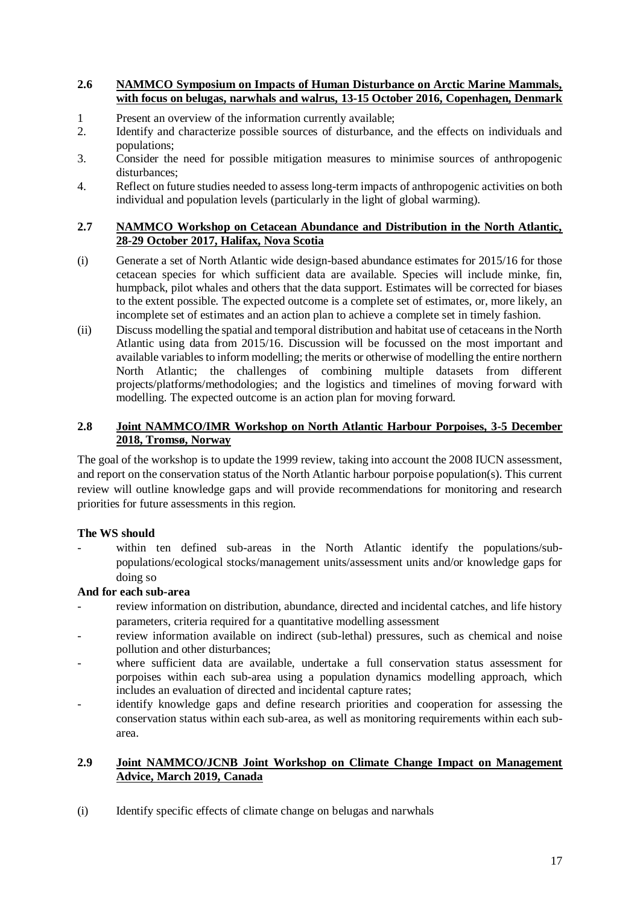### 2.6 NAMMCO Symposium on Impacts of Human Disturbance on Arctic Marine Mammals, with focus on belugas, narwhals and walrus, 13-15 October 2016, Copenhagen, Denmark

1 Present an overview of the information currently available;
2. Identify and characterize possible sources of disturbance, and the effects on individuals and populations;
3. Consider the need for possible mitigation measures to minimise sources of anthropogenic disturbances;
4. Reflect on future studies needed to assess long-term impacts of anthropogenic activities on both individual and population levels (particularly in the light of global warming).

### 2.7 NAMMCO Workshop on Cetacean Abundance and Distribution in the North Atlantic, 28-29 October 2017, Halifax, Nova Scotia

(i) Generate a set of North Atlantic wide design-based abundance estimates for 2015/16 for those cetacean species for which sufficient data are available. Species will include minke, fin, humpback, pilot whales and others that the data support. Estimates will be corrected for biases to the extent possible. The expected outcome is a complete set of estimates, or, more likely, an incomplete set of estimates and an action plan to achieve a complete set in timely fashion.

(ii) Discuss modelling the spatial and temporal distribution and habitat use of cetaceans in the North Atlantic using data from 2015/16. Discussion will be focussed on the most important and available variables to inform modelling; the merits or otherwise of modelling the entire northern North Atlantic; the challenges of combining multiple datasets from different projects/platforms/methodologies; and the logistics and timelines of moving forward with modelling. The expected outcome is an action plan for moving forward.

### 2.8 Joint NAMMCO/IMR Workshop on North Atlantic Harbour Porpoises, 3-5 December 2018, Tromsø, Norway

The goal of the workshop is to update the 1999 review, taking into account the 2008 IUCN assessment, and report on the conservation status of the North Atlantic harbour porpoise population(s). This current review will outline knowledge gaps and will provide recommendations for monitoring and research priorities for future assessments in this region.

**The WS should**

- within ten defined sub-areas in the North Atlantic identify the populations/sub-populations/ecological stocks/management units/assessment units and/or knowledge gaps for doing so

**And for each sub-area**

- review information on distribution, abundance, directed and incidental catches, and life history parameters, criteria required for a quantitative modelling assessment
- review information available on indirect (sub-lethal) pressures, such as chemical and noise pollution and other disturbances;
- where sufficient data are available, undertake a full conservation status assessment for porpoises within each sub-area using a population dynamics modelling approach, which includes an evaluation of directed and incidental capture rates;
- identify knowledge gaps and define research priorities and cooperation for assessing the conservation status within each sub-area, as well as monitoring requirements within each sub-area.

### 2.9 Joint NAMMCO/JCNB Joint Workshop on Climate Change Impact on Management Advice, March 2019, Canada

(i) Identify specific effects of climate change on belugas and narwhals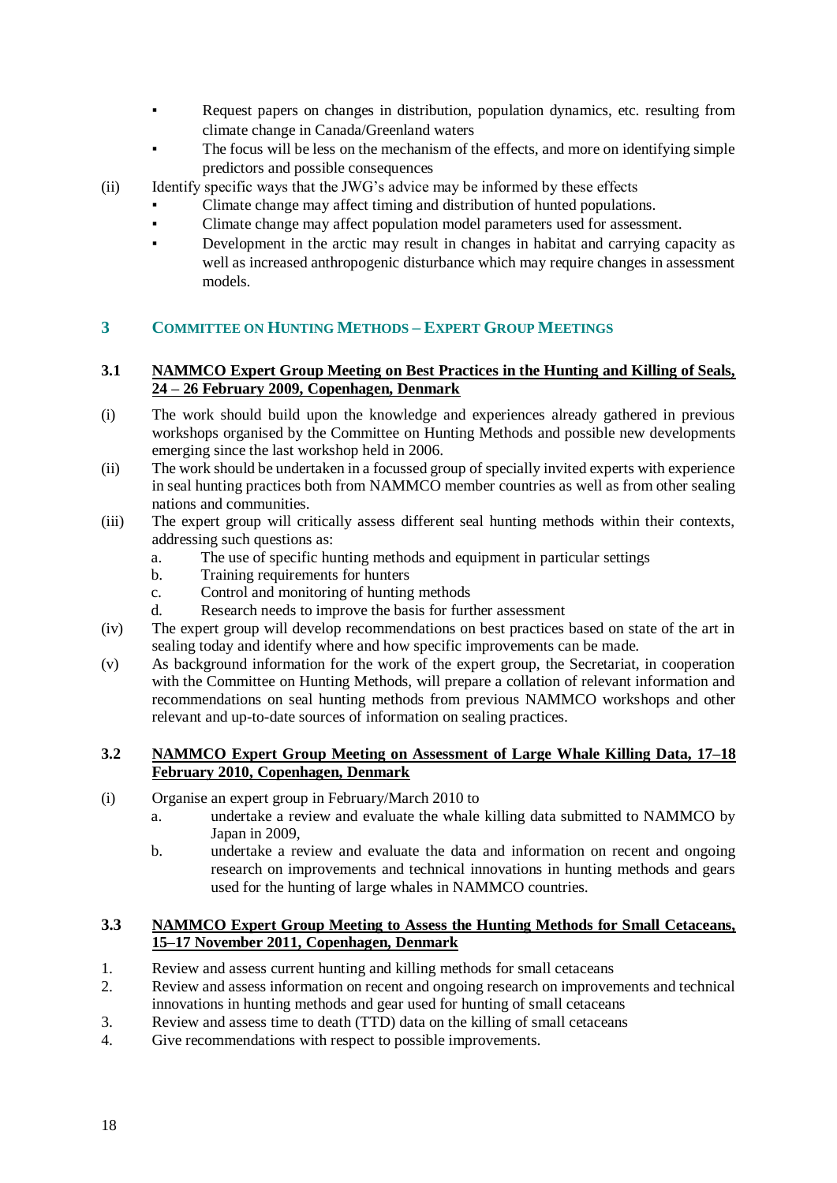- Request papers on changes in distribution, population dynamics, etc. resulting from climate change in Canada/Greenland waters
- The focus will be less on the mechanism of the effects, and more on identifying simple predictors and possible consequences

(ii) Identify specific ways that the JWG's advice may be informed by these effects

- Climate change may affect timing and distribution of hunted populations.
- Climate change may affect population model parameters used for assessment.
- Development in the arctic may result in changes in habitat and carrying capacity as well as increased anthropogenic disturbance which may require changes in assessment models.

## 3 COMMITTEE ON HUNTING METHODS – EXPERT GROUP MEETINGS

### 3.1 NAMMCO Expert Group Meeting on Best Practices in the Hunting and Killing of Seals, 24 – 26 February 2009, Copenhagen, Denmark

(i) The work should build upon the knowledge and experiences already gathered in previous workshops organised by the Committee on Hunting Methods and possible new developments emerging since the last workshop held in 2006.

(ii) The work should be undertaken in a focussed group of specially invited experts with experience in seal hunting practices both from NAMMCO member countries as well as from other sealing nations and communities.

(iii) The expert group will critically assess different seal hunting methods within their contexts, addressing such questions as:

a. The use of specific hunting methods and equipment in particular settings
b. Training requirements for hunters
c. Control and monitoring of hunting methods
d. Research needs to improve the basis for further assessment

(iv) The expert group will develop recommendations on best practices based on state of the art in sealing today and identify where and how specific improvements can be made.

(v) As background information for the work of the expert group, the Secretariat, in cooperation with the Committee on Hunting Methods, will prepare a collation of relevant information and recommendations on seal hunting methods from previous NAMMCO workshops and other relevant and up-to-date sources of information on sealing practices.

### 3.2 NAMMCO Expert Group Meeting on Assessment of Large Whale Killing Data, 17–18 February 2010, Copenhagen, Denmark

(i) Organise an expert group in February/March 2010 to

a. undertake a review and evaluate the whale killing data submitted to NAMMCO by Japan in 2009,
b. undertake a review and evaluate the data and information on recent and ongoing research on improvements and technical innovations in hunting methods and gears used for the hunting of large whales in NAMMCO countries.

### 3.3 NAMMCO Expert Group Meeting to Assess the Hunting Methods for Small Cetaceans, 15–17 November 2011, Copenhagen, Denmark

1. Review and assess current hunting and killing methods for small cetaceans
2. Review and assess information on recent and ongoing research on improvements and technical innovations in hunting methods and gear used for hunting of small cetaceans
3. Review and assess time to death (TTD) data on the killing of small cetaceans
4. Give recommendations with respect to possible improvements.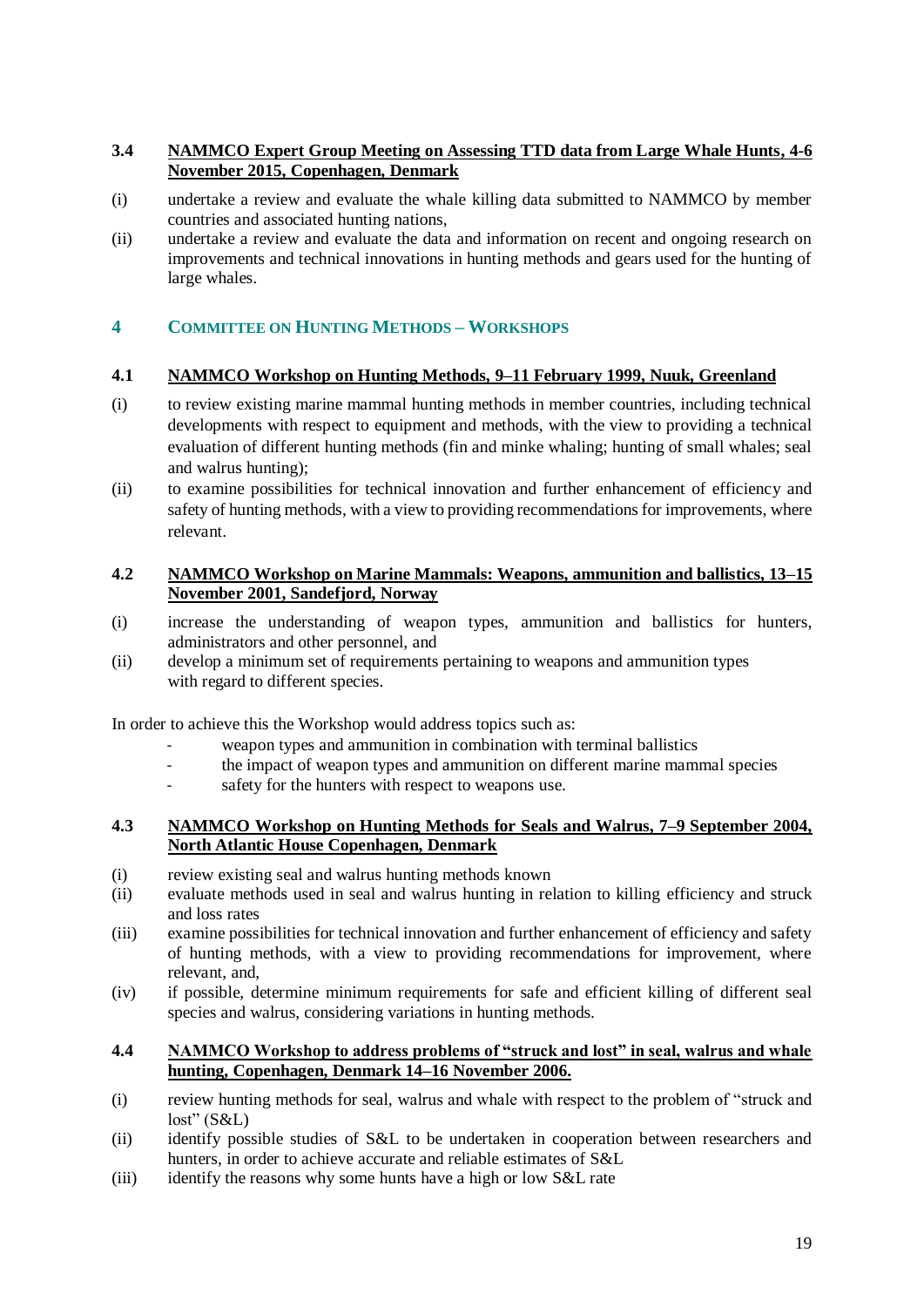### 3.4 NAMMCO Expert Group Meeting on Assessing TTD data from Large Whale Hunts, 4-6 November 2015, Copenhagen, Denmark

(i) undertake a review and evaluate the whale killing data submitted to NAMMCO by member countries and associated hunting nations,

(ii) undertake a review and evaluate the data and information on recent and ongoing research on improvements and technical innovations in hunting methods and gears used for the hunting of large whales.

## 4 COMMITTEE ON HUNTING METHODS – WORKSHOPS

### 4.1 NAMMCO Workshop on Hunting Methods, 9–11 February 1999, Nuuk, Greenland

(i) to review existing marine mammal hunting methods in member countries, including technical developments with respect to equipment and methods, with the view to providing a technical evaluation of different hunting methods (fin and minke whaling; hunting of small whales; seal and walrus hunting);

(ii) to examine possibilities for technical innovation and further enhancement of efficiency and safety of hunting methods, with a view to providing recommendations for improvements, where relevant.

### 4.2 NAMMCO Workshop on Marine Mammals: Weapons, ammunition and ballistics, 13–15 November 2001, Sandefjord, Norway

(i) increase the understanding of weapon types, ammunition and ballistics for hunters, administrators and other personnel, and

(ii) develop a minimum set of requirements pertaining to weapons and ammunition types with regard to different species.

In order to achieve this the Workshop would address topics such as:

- weapon types and ammunition in combination with terminal ballistics
- the impact of weapon types and ammunition on different marine mammal species
- safety for the hunters with respect to weapons use.

### 4.3 NAMMCO Workshop on Hunting Methods for Seals and Walrus, 7–9 September 2004, North Atlantic House Copenhagen, Denmark

(i) review existing seal and walrus hunting methods known

(ii) evaluate methods used in seal and walrus hunting in relation to killing efficiency and struck and loss rates

(iii) examine possibilities for technical innovation and further enhancement of efficiency and safety of hunting methods, with a view to providing recommendations for improvement, where relevant, and,

(iv) if possible, determine minimum requirements for safe and efficient killing of different seal species and walrus, considering variations in hunting methods.

### 4.4 NAMMCO Workshop to address problems of "struck and lost" in seal, walrus and whale hunting, Copenhagen, Denmark 14–16 November 2006.

(i) review hunting methods for seal, walrus and whale with respect to the problem of "struck and lost" (S&L)

(ii) identify possible studies of S&L to be undertaken in cooperation between researchers and hunters, in order to achieve accurate and reliable estimates of S&L

(iii) identify the reasons why some hunts have a high or low S&L rate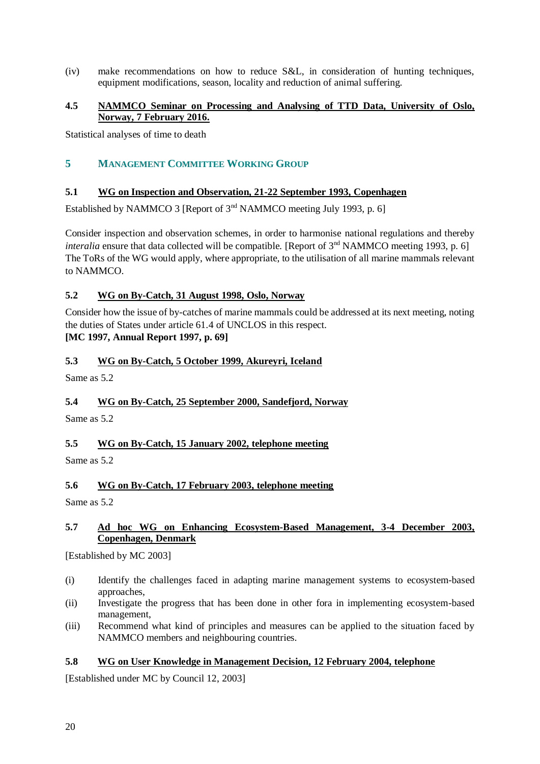(iv) make recommendations on how to reduce S&L, in consideration of hunting techniques, equipment modifications, season, locality and reduction of animal suffering.

### 4.5 NAMMCO Seminar on Processing and Analysing of TTD Data, University of Oslo, Norway, 7 February 2016.

Statistical analyses of time to death

## 5 MANAGEMENT COMMITTEE WORKING GROUP

### 5.1 WG on Inspection and Observation, 21-22 September 1993, Copenhagen

Established by NAMMCO 3 [Report of 3rd NAMMCO meeting July 1993, p. 6]

Consider inspection and observation schemes, in order to harmonise national regulations and thereby *interalia* ensure that data collected will be compatible. [Report of 3rd NAMMCO meeting 1993, p. 6] The ToRs of the WG would apply, where appropriate, to the utilisation of all marine mammals relevant to NAMMCO.

### 5.2 WG on By-Catch, 31 August 1998, Oslo, Norway

Consider how the issue of by-catches of marine mammals could be addressed at its next meeting, noting the duties of States under article 61.4 of UNCLOS in this respect.
**[MC 1997, Annual Report 1997, p. 69]**

### 5.3 WG on By-Catch, 5 October 1999, Akureyri, Iceland

Same as 5.2

### 5.4 WG on By-Catch, 25 September 2000, Sandefjord, Norway

Same as 5.2

### 5.5 WG on By-Catch, 15 January 2002, telephone meeting

Same as 5.2

### 5.6 WG on By-Catch, 17 February 2003, telephone meeting

Same as 5.2

### 5.7 Ad hoc WG on Enhancing Ecosystem-Based Management, 3-4 December 2003, Copenhagen, Denmark

[Established by MC 2003]

(i) Identify the challenges faced in adapting marine management systems to ecosystem-based approaches,
(ii) Investigate the progress that has been done in other fora in implementing ecosystem-based management,
(iii) Recommend what kind of principles and measures can be applied to the situation faced by NAMMCO members and neighbouring countries.

### 5.8 WG on User Knowledge in Management Decision, 12 February 2004, telephone

[Established under MC by Council 12, 2003]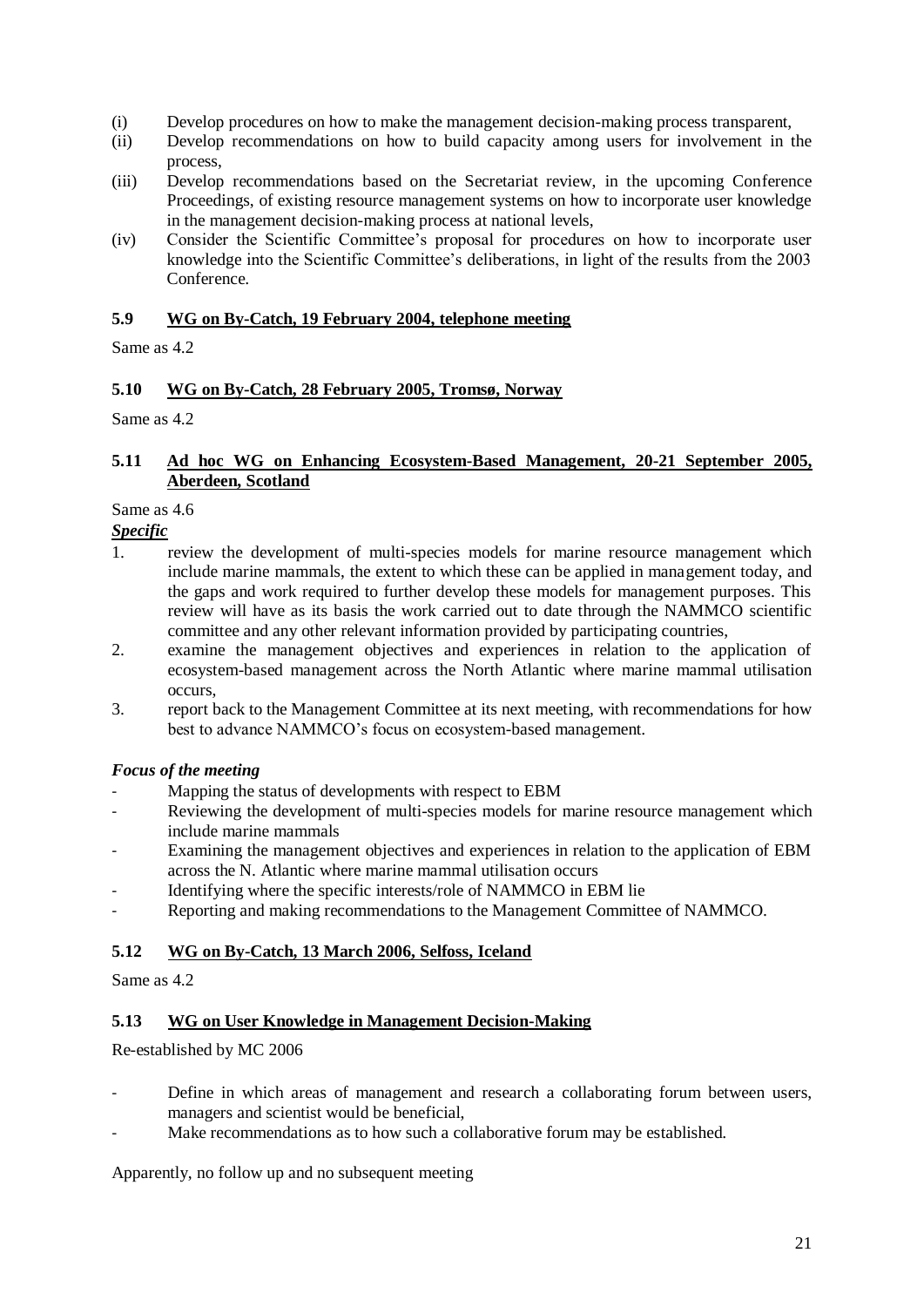(i) Develop procedures on how to make the management decision-making process transparent,
(ii) Develop recommendations on how to build capacity among users for involvement in the process,
(iii) Develop recommendations based on the Secretariat review, in the upcoming Conference Proceedings, of existing resource management systems on how to incorporate user knowledge in the management decision-making process at national levels,
(iv) Consider the Scientific Committee's proposal for procedures on how to incorporate user knowledge into the Scientific Committee's deliberations, in light of the results from the 2003 Conference.

### 5.9 WG on By-Catch, 19 February 2004, telephone meeting

Same as 4.2

### 5.10 WG on By-Catch, 28 February 2005, Tromsø, Norway

Same as 4.2

### 5.11 Ad hoc WG on Enhancing Ecosystem-Based Management, 20-21 September 2005, Aberdeen, Scotland

Same as 4.6

***Specific***

1. review the development of multi-species models for marine resource management which include marine mammals, the extent to which these can be applied in management today, and the gaps and work required to further develop these models for management purposes. This review will have as its basis the work carried out to date through the NAMMCO scientific committee and any other relevant information provided by participating countries,
2. examine the management objectives and experiences in relation to the application of ecosystem-based management across the North Atlantic where marine mammal utilisation occurs,
3. report back to the Management Committee at its next meeting, with recommendations for how best to advance NAMMCO's focus on ecosystem-based management.

***Focus of the meeting***

- Mapping the status of developments with respect to EBM
- Reviewing the development of multi-species models for marine resource management which include marine mammals
- Examining the management objectives and experiences in relation to the application of EBM across the N. Atlantic where marine mammal utilisation occurs
- Identifying where the specific interests/role of NAMMCO in EBM lie
- Reporting and making recommendations to the Management Committee of NAMMCO.

### 5.12 WG on By-Catch, 13 March 2006, Selfoss, Iceland

Same as 4.2

### 5.13 WG on User Knowledge in Management Decision-Making

Re-established by MC 2006

- Define in which areas of management and research a collaborating forum between users, managers and scientist would be beneficial,
- Make recommendations as to how such a collaborative forum may be established.

Apparently, no follow up and no subsequent meeting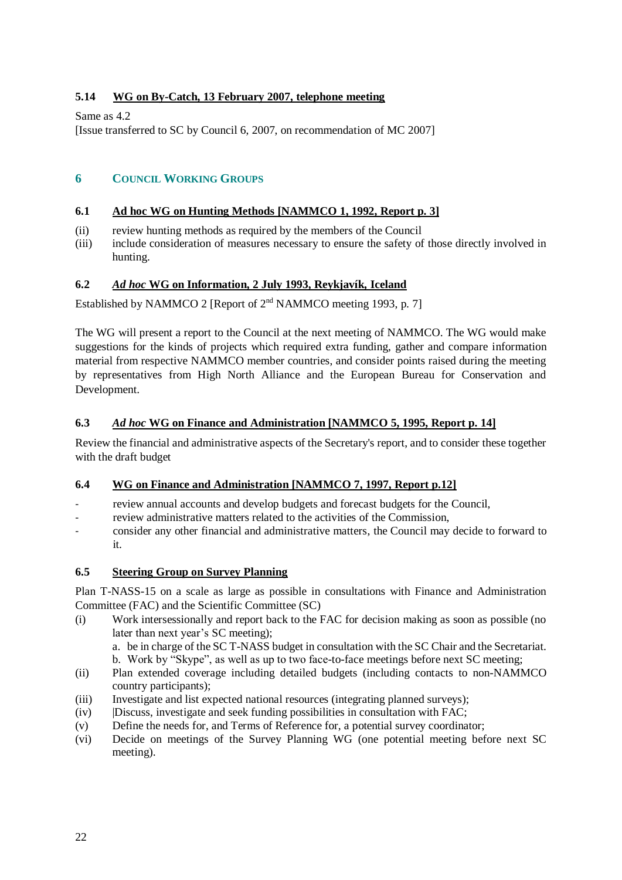### 5.14 WG on By-Catch, 13 February 2007, telephone meeting

Same as 4.2
[Issue transferred to SC by Council 6, 2007, on recommendation of MC 2007]

## 6 COUNCIL WORKING GROUPS

### 6.1 Ad hoc WG on Hunting Methods [NAMMCO 1, 1992, Report p. 3]

(ii) review hunting methods as required by the members of the Council
(iii) include consideration of measures necessary to ensure the safety of those directly involved in hunting.

### 6.2 *Ad hoc* WG on Information, 2 July 1993, Reykjavík, Iceland

Established by NAMMCO 2 [Report of 2nd NAMMCO meeting 1993, p. 7]

The WG will present a report to the Council at the next meeting of NAMMCO. The WG would make suggestions for the kinds of projects which required extra funding, gather and compare information material from respective NAMMCO member countries, and consider points raised during the meeting by representatives from High North Alliance and the European Bureau for Conservation and Development.

### 6.3 *Ad hoc* WG on Finance and Administration [NAMMCO 5, 1995, Report p. 14]

Review the financial and administrative aspects of the Secretary's report, and to consider these together with the draft budget

### 6.4 WG on Finance and Administration [NAMMCO 7, 1997, Report p.12]

- review annual accounts and develop budgets and forecast budgets for the Council,
- review administrative matters related to the activities of the Commission,
- consider any other financial and administrative matters, the Council may decide to forward to it.

### 6.5 Steering Group on Survey Planning

Plan T-NASS-15 on a scale as large as possible in consultations with Finance and Administration Committee (FAC) and the Scientific Committee (SC)

(i) Work intersessionally and report back to the FAC for decision making as soon as possible (no later than next year's SC meeting);
   a. be in charge of the SC T-NASS budget in consultation with the SC Chair and the Secretariat.
   b. Work by "Skype", as well as up to two face-to-face meetings before next SC meeting;
(ii) Plan extended coverage including detailed budgets (including contacts to non-NAMMCO country participants);
(iii) Investigate and list expected national resources (integrating planned surveys);
(iv) |Discuss, investigate and seek funding possibilities in consultation with FAC;
(v) Define the needs for, and Terms of Reference for, a potential survey coordinator;
(vi) Decide on meetings of the Survey Planning WG (one potential meeting before next SC meeting).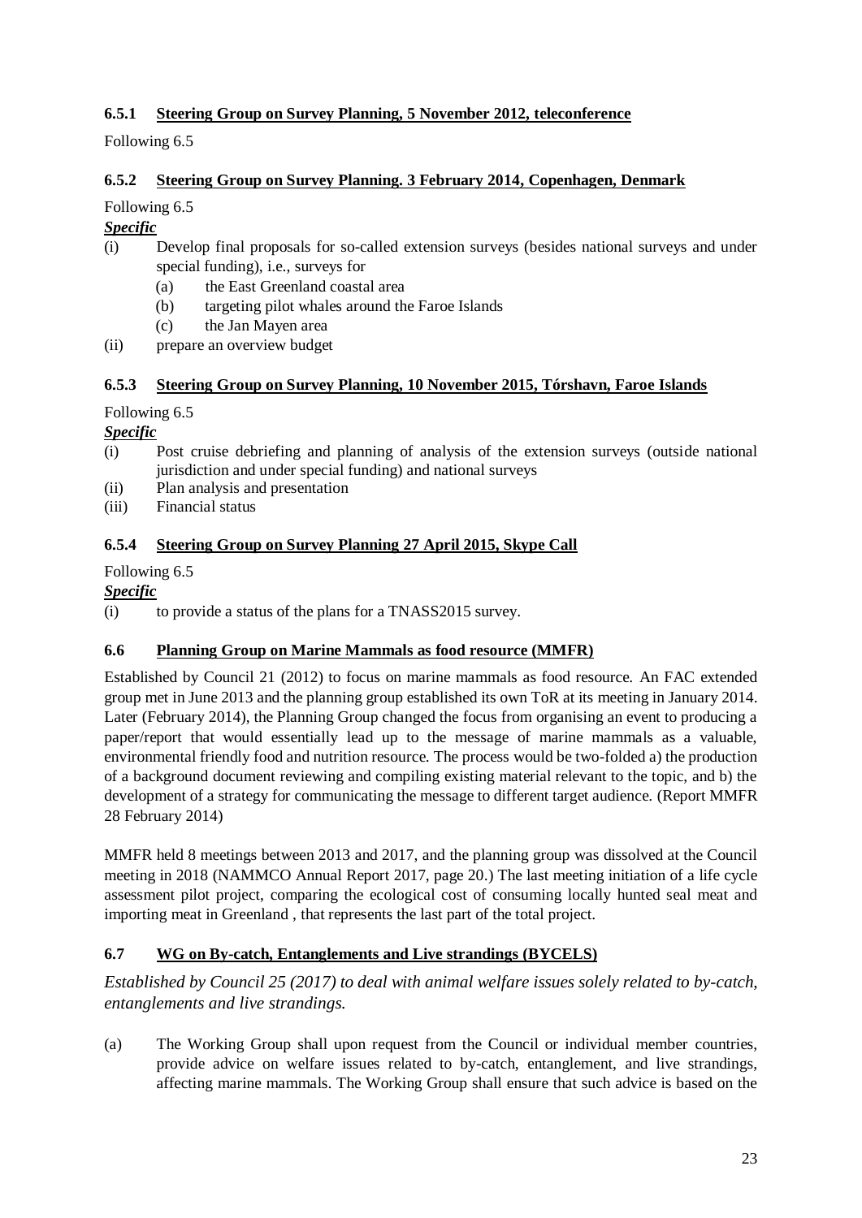#### 6.5.1 Steering Group on Survey Planning, 5 November 2012, teleconference

Following 6.5

#### 6.5.2 Steering Group on Survey Planning. 3 February 2014, Copenhagen, Denmark

Following 6.5

***Specific***

(i) Develop final proposals for so-called extension surveys (besides national surveys and under special funding), i.e., surveys for
  (a) the East Greenland coastal area
  (b) targeting pilot whales around the Faroe Islands
  (c) the Jan Mayen area

(ii) prepare an overview budget

#### 6.5.3 Steering Group on Survey Planning, 10 November 2015, Tórshavn, Faroe Islands

Following 6.5

***Specific***

(i) Post cruise debriefing and planning of analysis of the extension surveys (outside national jurisdiction and under special funding) and national surveys

(ii) Plan analysis and presentation

(iii) Financial status

#### 6.5.4 Steering Group on Survey Planning 27 April 2015, Skype Call

Following 6.5

***Specific***

(i) to provide a status of the plans for a TNASS2015 survey.

### 6.6 Planning Group on Marine Mammals as food resource (MMFR)

Established by Council 21 (2012) to focus on marine mammals as food resource. An FAC extended group met in June 2013 and the planning group established its own ToR at its meeting in January 2014. Later (February 2014), the Planning Group changed the focus from organising an event to producing a paper/report that would essentially lead up to the message of marine mammals as a valuable, environmental friendly food and nutrition resource. The process would be two-folded a) the production of a background document reviewing and compiling existing material relevant to the topic, and b) the development of a strategy for communicating the message to different target audience. (Report MMFR 28 February 2014)

MMFR held 8 meetings between 2013 and 2017, and the planning group was dissolved at the Council meeting in 2018 (NAMMCO Annual Report 2017, page 20.) The last meeting initiation of a life cycle assessment pilot project, comparing the ecological cost of consuming locally hunted seal meat and importing meat in Greenland , that represents the last part of the total project.

### 6.7 WG on By-catch, Entanglements and Live strandings (BYCELS)

*Established by Council 25 (2017) to deal with animal welfare issues solely related to by-catch, entanglements and live strandings.*

(a) The Working Group shall upon request from the Council or individual member countries, provide advice on welfare issues related to by-catch, entanglement, and live strandings, affecting marine mammals. The Working Group shall ensure that such advice is based on the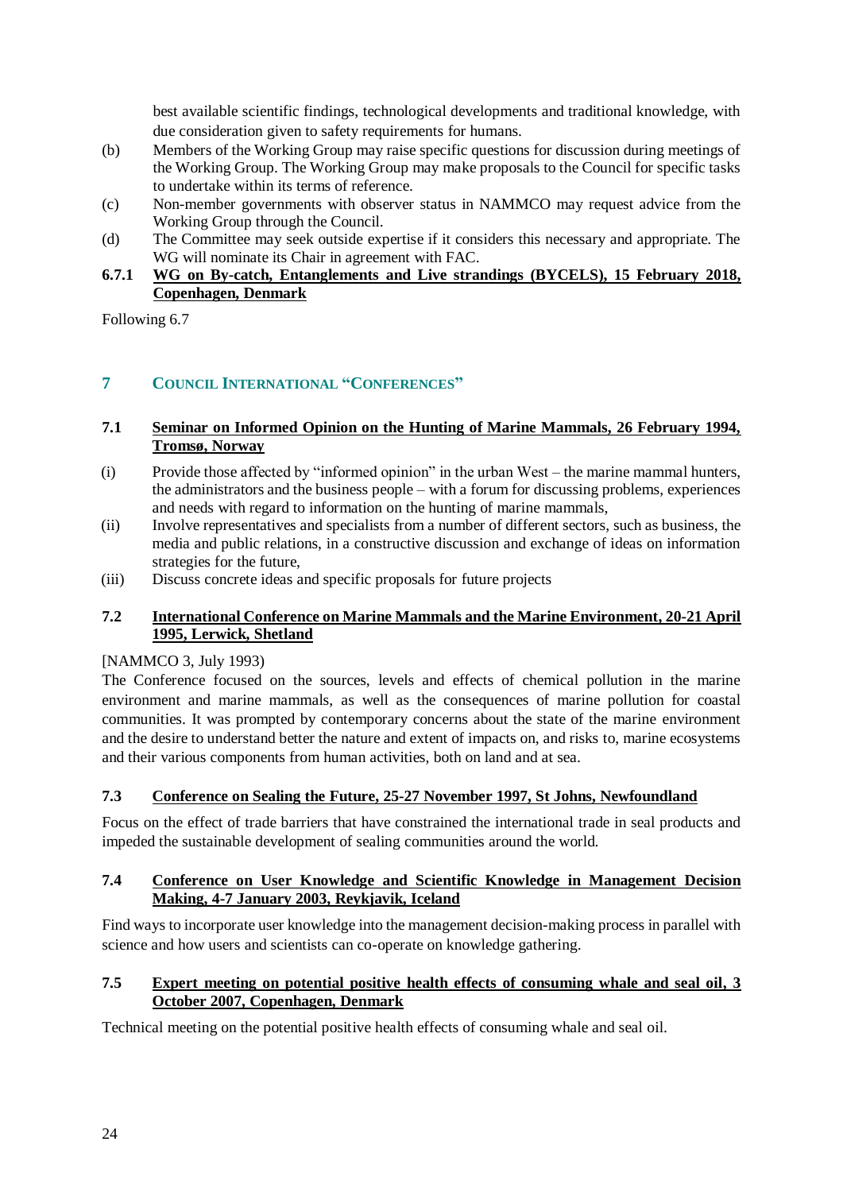best available scientific findings, technological developments and traditional knowledge, with due consideration given to safety requirements for humans.

(b) Members of the Working Group may raise specific questions for discussion during meetings of the Working Group. The Working Group may make proposals to the Council for specific tasks to undertake within its terms of reference.

(c) Non-member governments with observer status in NAMMCO may request advice from the Working Group through the Council.

(d) The Committee may seek outside expertise if it considers this necessary and appropriate. The WG will nominate its Chair in agreement with FAC.

#### 6.7.1 WG on By-catch, Entanglements and Live strandings (BYCELS), 15 February 2018, Copenhagen, Denmark

Following 6.7

## 7 COUNCIL INTERNATIONAL "CONFERENCES"

### 7.1 Seminar on Informed Opinion on the Hunting of Marine Mammals, 26 February 1994, Tromsø, Norway

(i) Provide those affected by "informed opinion" in the urban West – the marine mammal hunters, the administrators and the business people – with a forum for discussing problems, experiences and needs with regard to information on the hunting of marine mammals,

(ii) Involve representatives and specialists from a number of different sectors, such as business, the media and public relations, in a constructive discussion and exchange of ideas on information strategies for the future,

(iii) Discuss concrete ideas and specific proposals for future projects

### 7.2 International Conference on Marine Mammals and the Marine Environment, 20-21 April 1995, Lerwick, Shetland

[NAMMCO 3, July 1993)

The Conference focused on the sources, levels and effects of chemical pollution in the marine environment and marine mammals, as well as the consequences of marine pollution for coastal communities. It was prompted by contemporary concerns about the state of the marine environment and the desire to understand better the nature and extent of impacts on, and risks to, marine ecosystems and their various components from human activities, both on land and at sea.

### 7.3 Conference on Sealing the Future, 25-27 November 1997, St Johns, Newfoundland

Focus on the effect of trade barriers that have constrained the international trade in seal products and impeded the sustainable development of sealing communities around the world.

### 7.4 Conference on User Knowledge and Scientific Knowledge in Management Decision Making, 4-7 January 2003, Reykjavik, Iceland

Find ways to incorporate user knowledge into the management decision-making process in parallel with science and how users and scientists can co-operate on knowledge gathering.

### 7.5 Expert meeting on potential positive health effects of consuming whale and seal oil, 3 October 2007, Copenhagen, Denmark

Technical meeting on the potential positive health effects of consuming whale and seal oil.